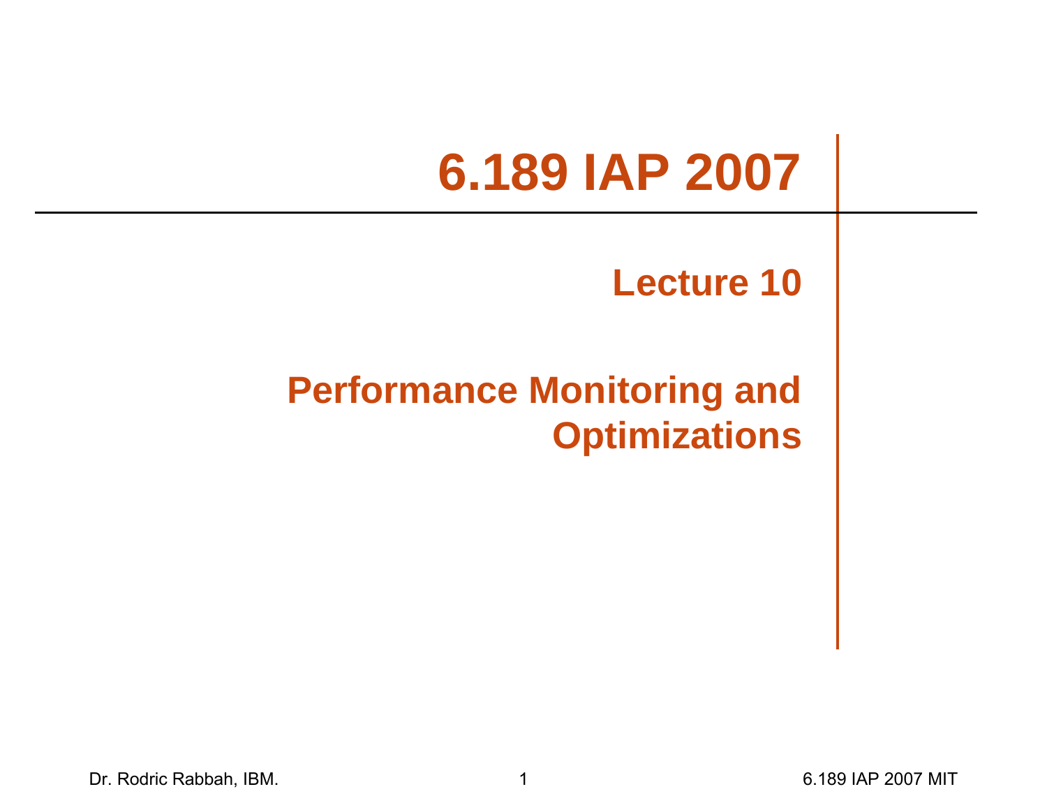# 6.189 IAP 2007

## Lecture 10

## Performance Monitoring and Optimizations

Dr. Rodric Rabbah, IBM.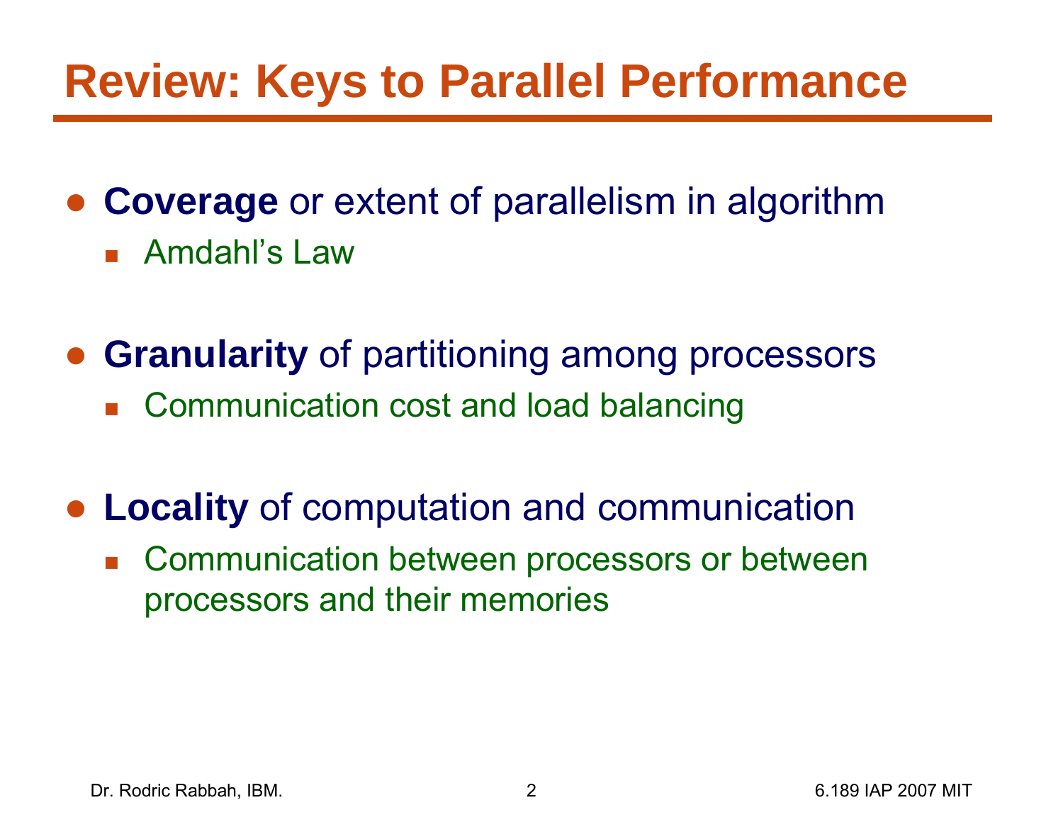# Review: Keys to Parallel Performance

- **Coverage** or extent of parallelism in algorithm
  - Amdahl's Law

- **Granularity** of partitioning among processors
  - Communication cost and load balancing

- **Locality** of computation and communication
  - Communication between processors or between processors and their memories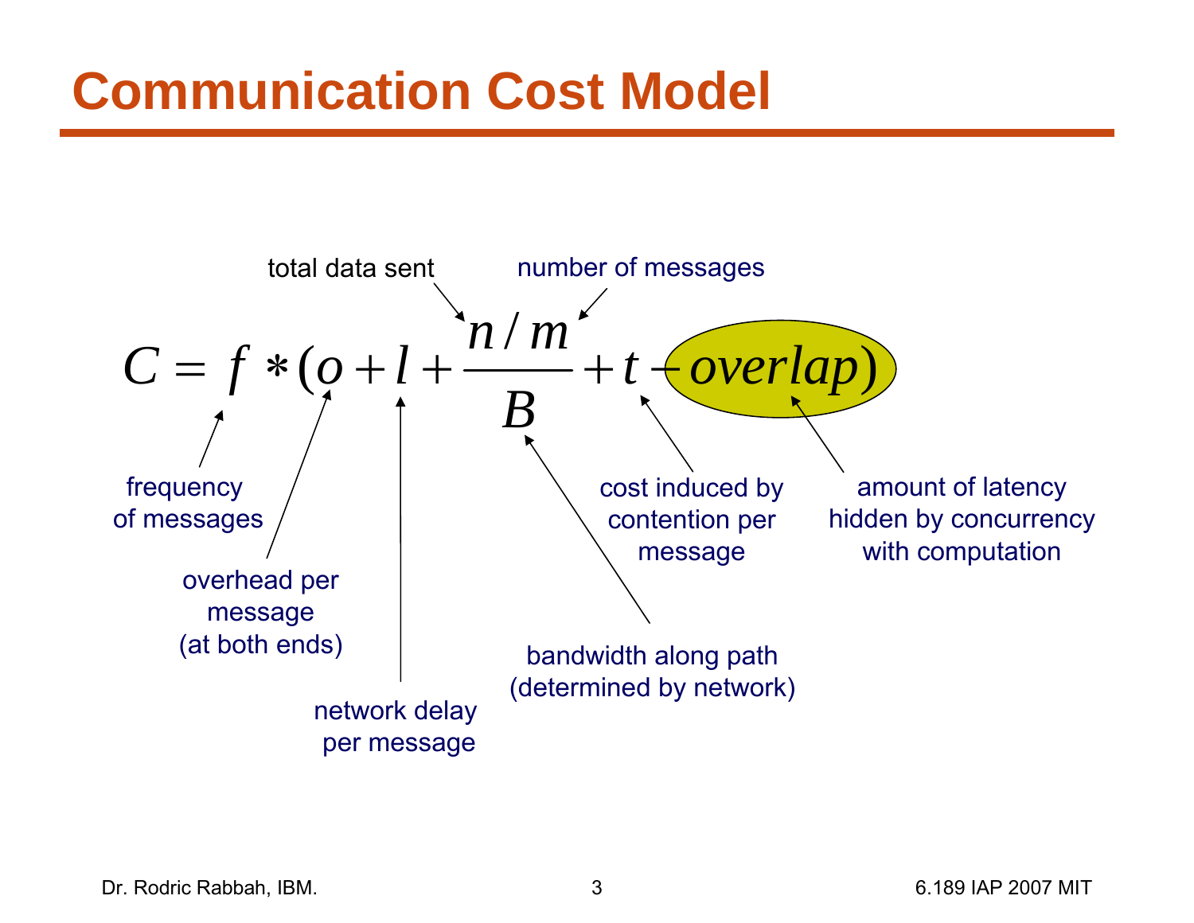# Communication Cost Model

$$C = f * \left(o + l + \frac{n/m}{B} + t - overlap\right)$$

- $f$: frequency of messages
- $o$: overhead per message (at both ends)
- $l$: network delay per message
- $n$: total data sent
- $m$: number of messages
- $B$: bandwidth along path (determined by network)
- $t$: cost induced by contention per message
- $overlap$: amount of latency hidden by concurrency with computation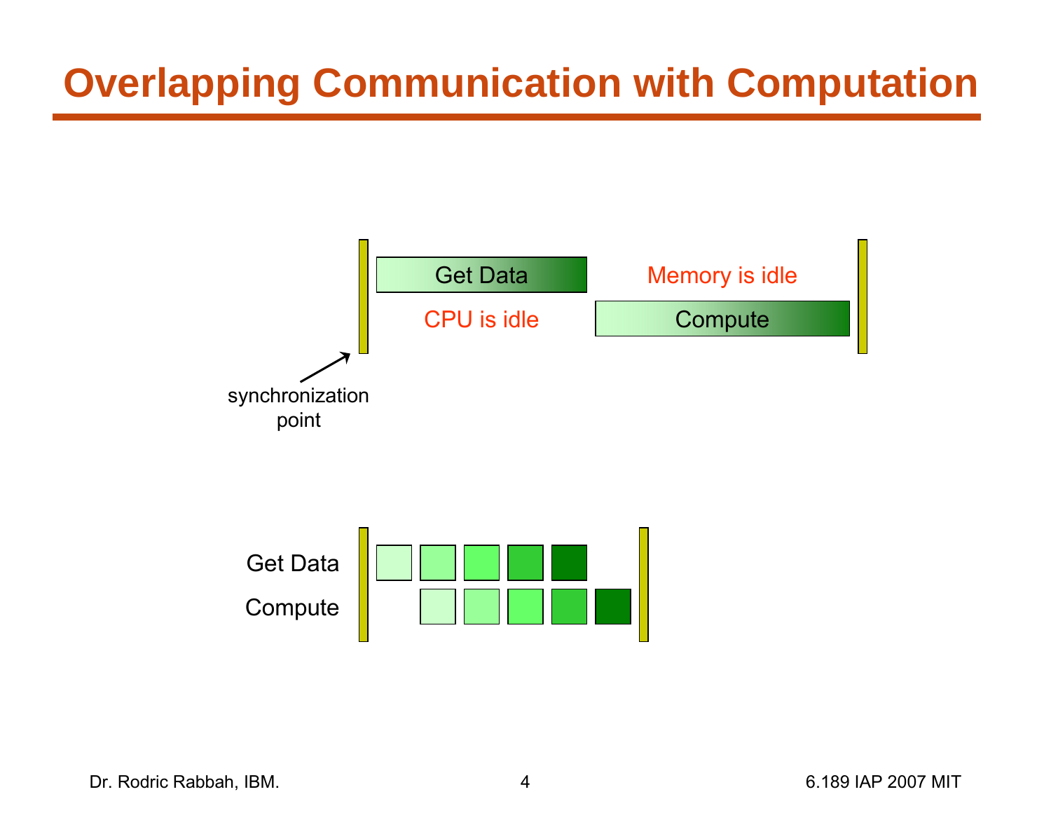# Overlapping Communication with Computation

Get Data

Memory is idle

CPU is idle

Compute

synchronization point

Get Data

Compute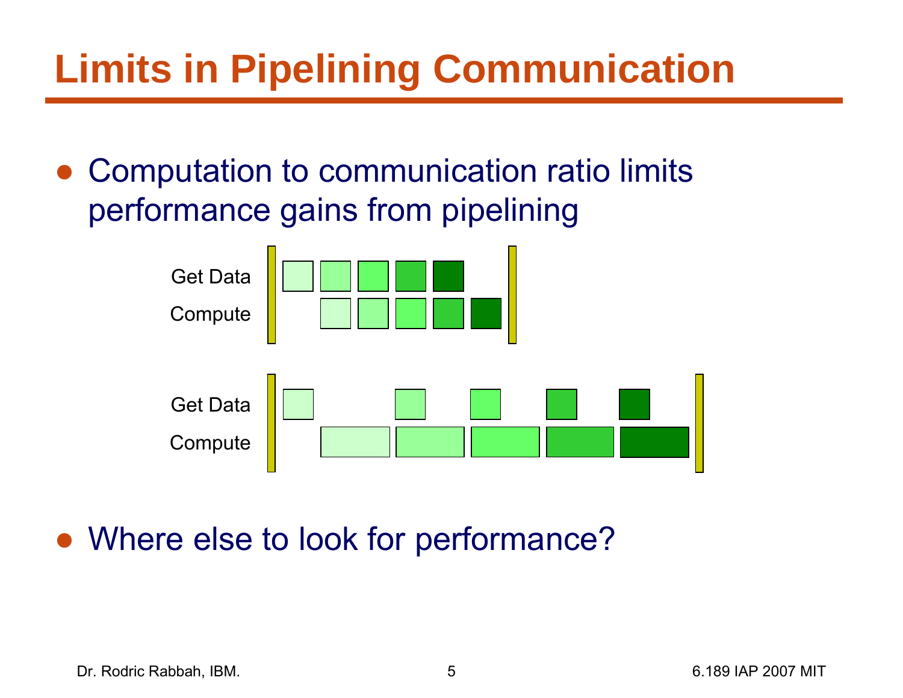# Limits in Pipelining Communication

- Computation to communication ratio limits performance gains from pipelining

Get Data
Compute

Get Data
Compute

- Where else to look for performance?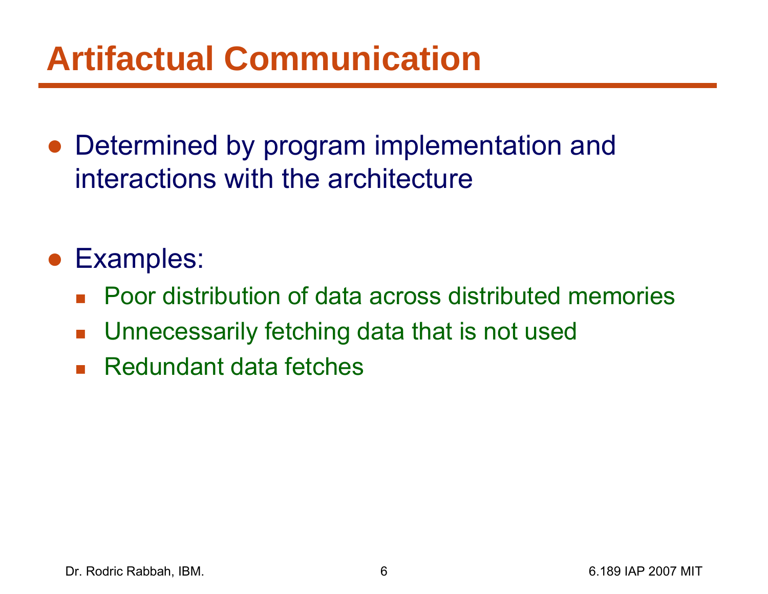# Artifactual Communication

- Determined by program implementation and interactions with the architecture
- Examples:
  - Poor distribution of data across distributed memories
  - Unnecessarily fetching data that is not used
  - Redundant data fetches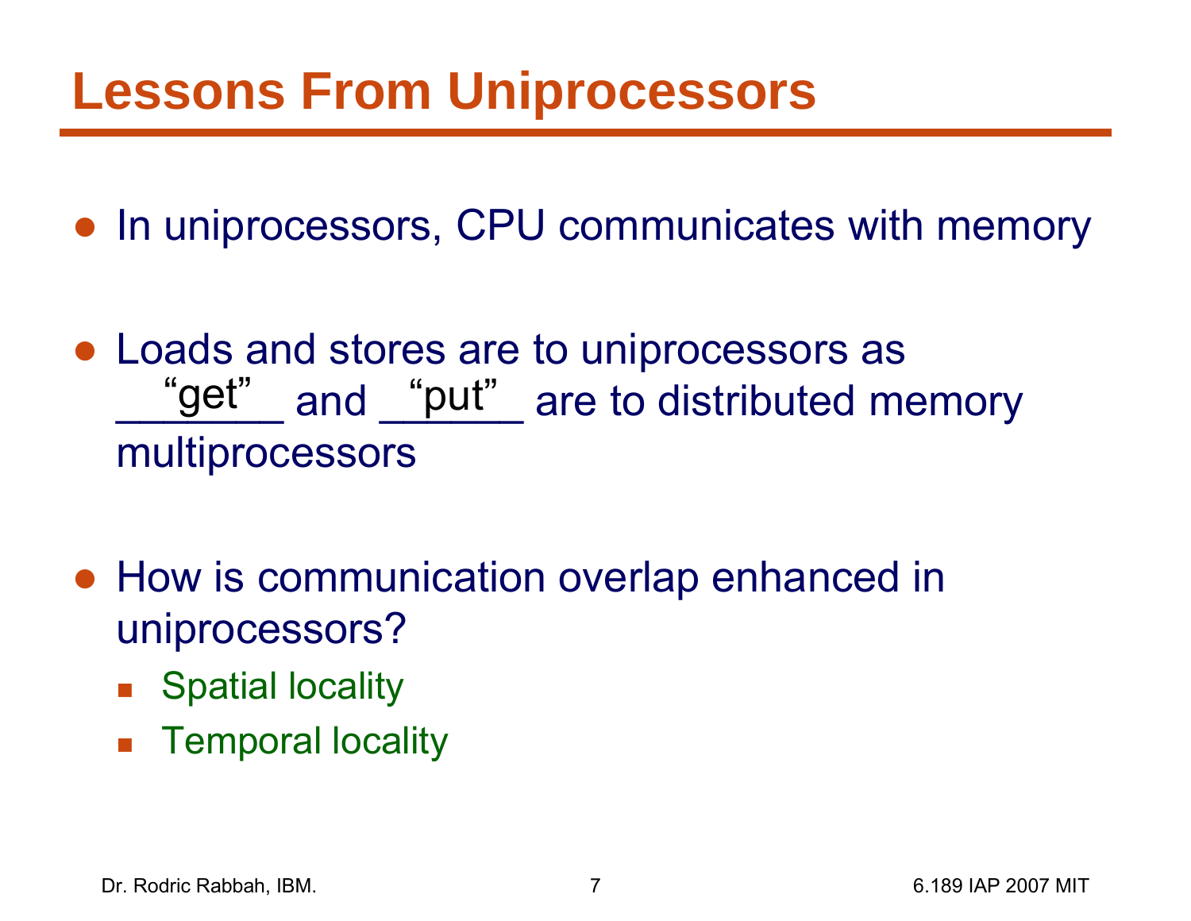# Lessons From Uniprocessors

- In uniprocessors, CPU communicates with memory
- Loads and stores are to uniprocessors as \_\_"get"\_\_ and \_\_"put"\_\_ are to distributed memory multiprocessors
- How is communication overlap enhanced in uniprocessors?
  - Spatial locality
  - Temporal locality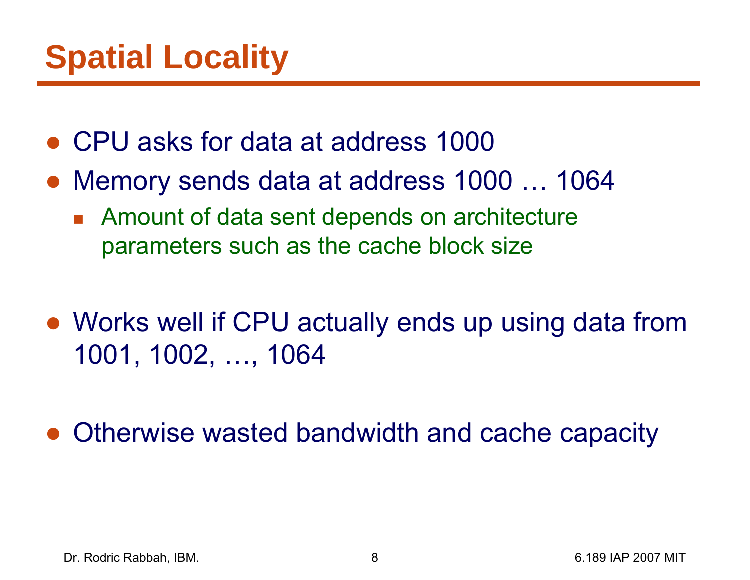# Spatial Locality

- CPU asks for data at address 1000
- Memory sends data at address 1000 … 1064
  - Amount of data sent depends on architecture parameters such as the cache block size
- Works well if CPU actually ends up using data from 1001, 1002, …, 1064
- Otherwise wasted bandwidth and cache capacity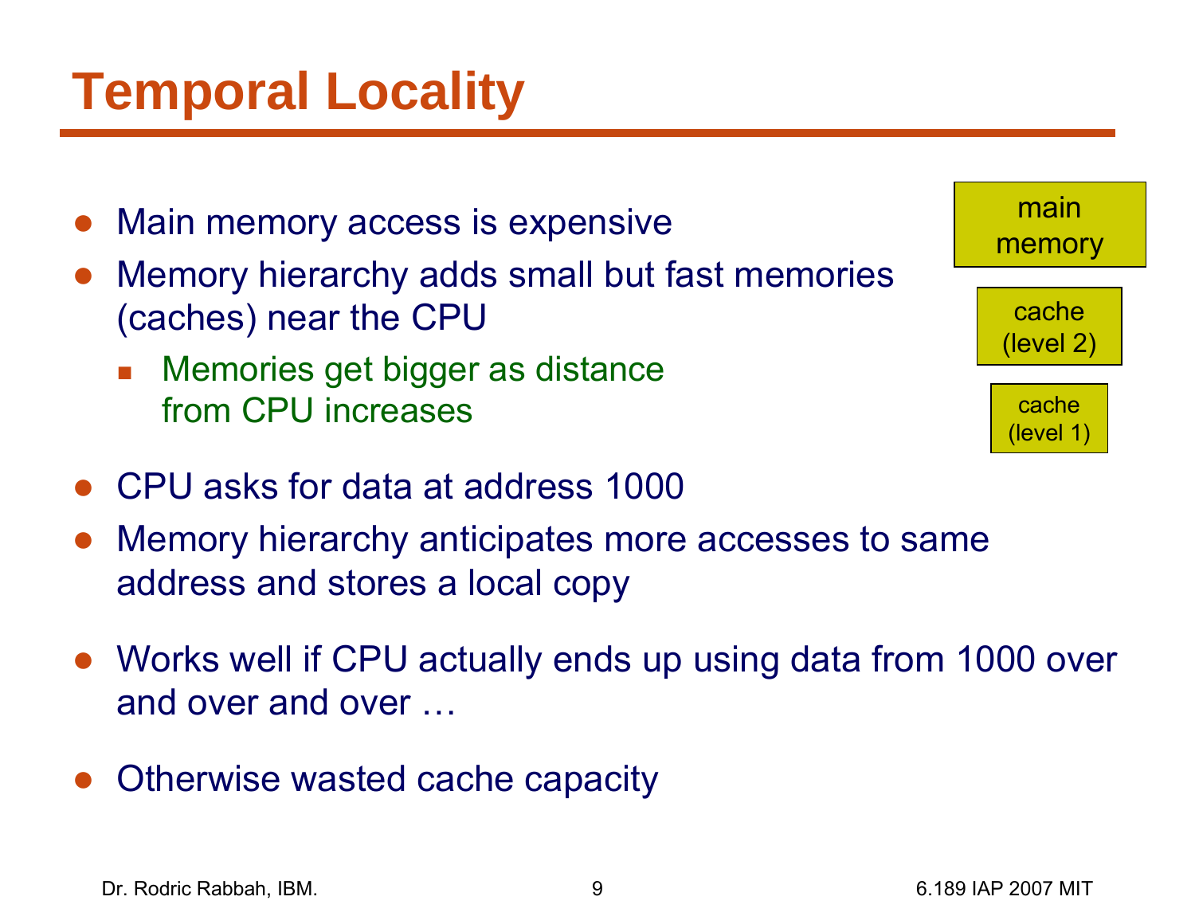# Temporal Locality

- Main memory access is expensive
- Memory hierarchy adds small but fast memories (caches) near the CPU
  - Memories get bigger as distance from CPU increases

main memory

cache (level 2)

cache (level 1)

- CPU asks for data at address 1000
- Memory hierarchy anticipates more accesses to same address and stores a local copy
- Works well if CPU actually ends up using data from 1000 over and over and over …
- Otherwise wasted cache capacity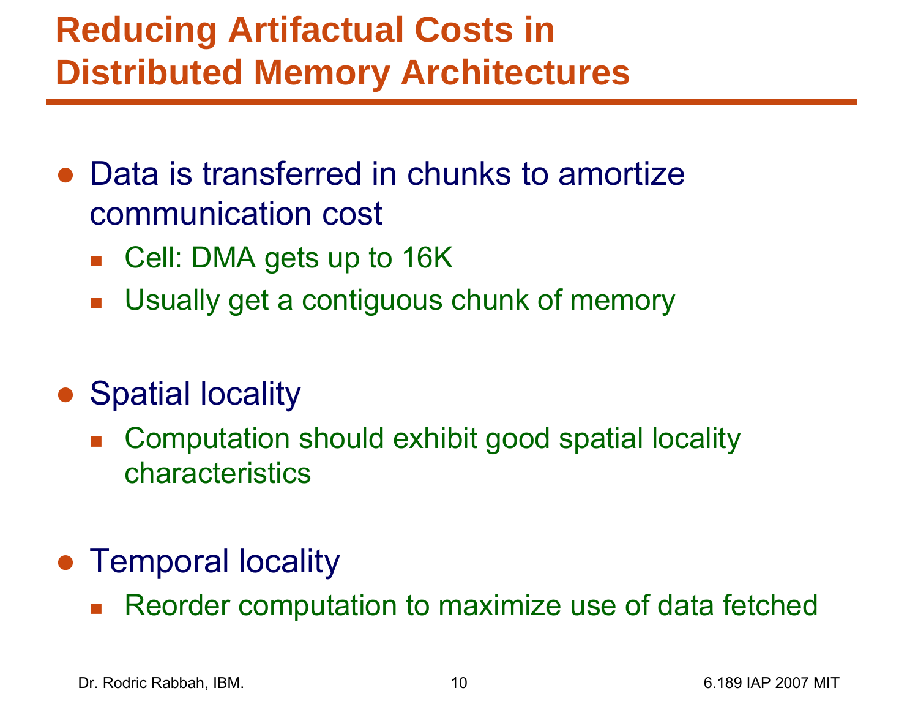# Reducing Artifactual Costs in Distributed Memory Architectures

- Data is transferred in chunks to amortize communication cost
  - Cell: DMA gets up to 16K
  - Usually get a contiguous chunk of memory
- Spatial locality
  - Computation should exhibit good spatial locality characteristics
- Temporal locality
  - Reorder computation to maximize use of data fetched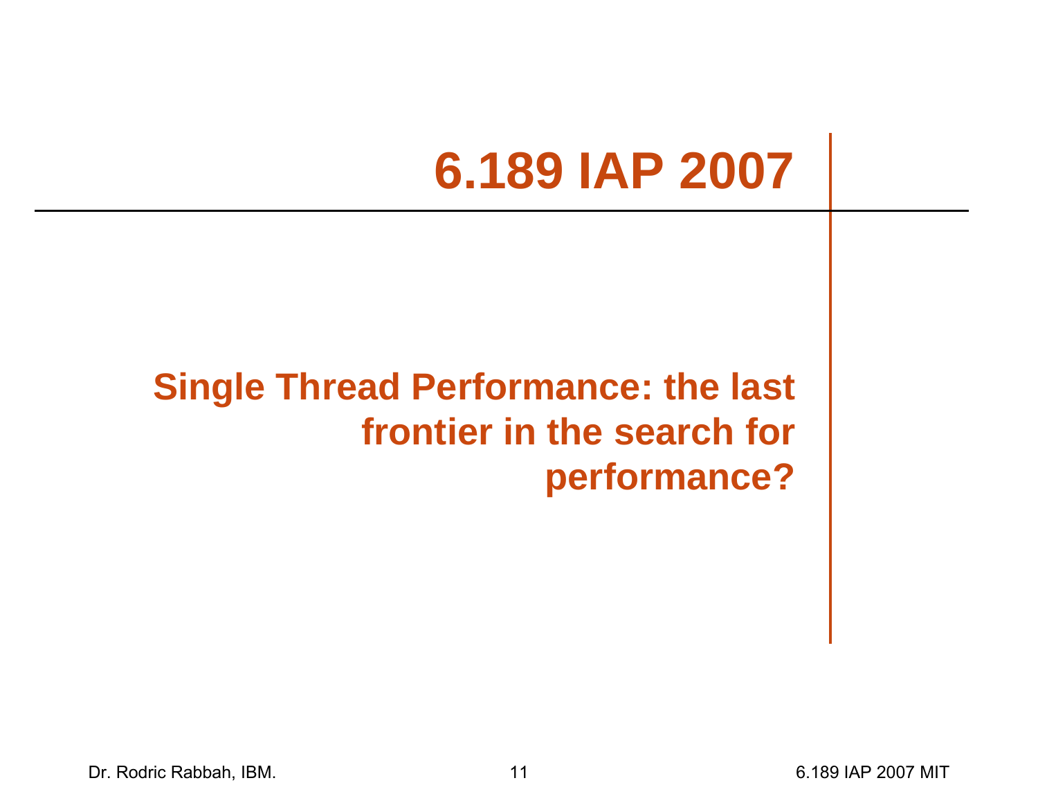# 6.189 IAP 2007

## Single Thread Performance: the last frontier in the search for performance?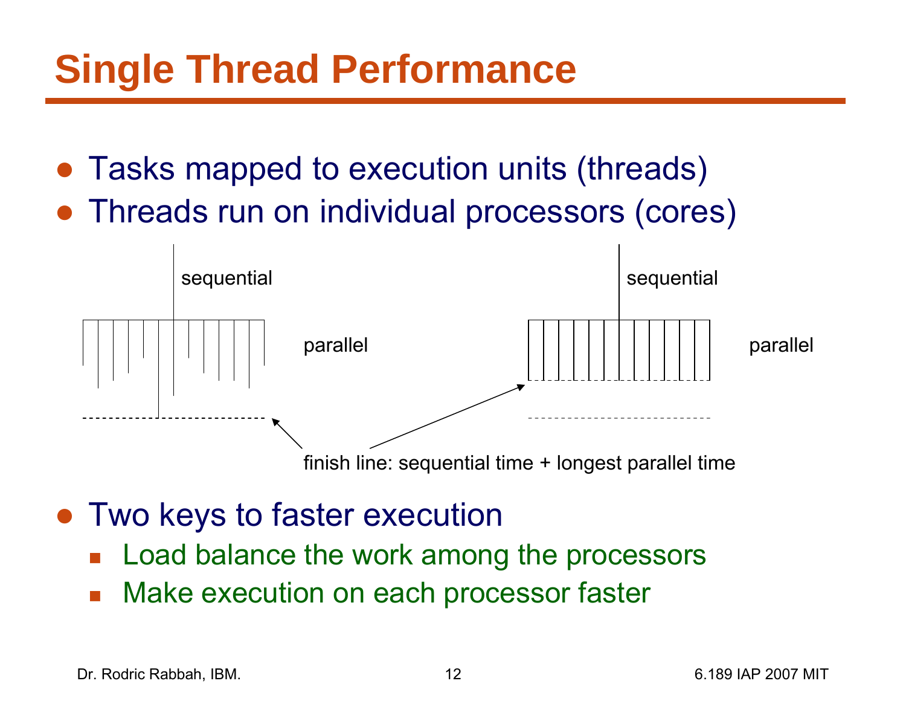# Single Thread Performance

- Tasks mapped to execution units (threads)
- Threads run on individual processors (cores)

sequential

parallel

sequential

parallel

finish line: sequential time + longest parallel time

- Two keys to faster execution
  - Load balance the work among the processors
  - Make execution on each processor faster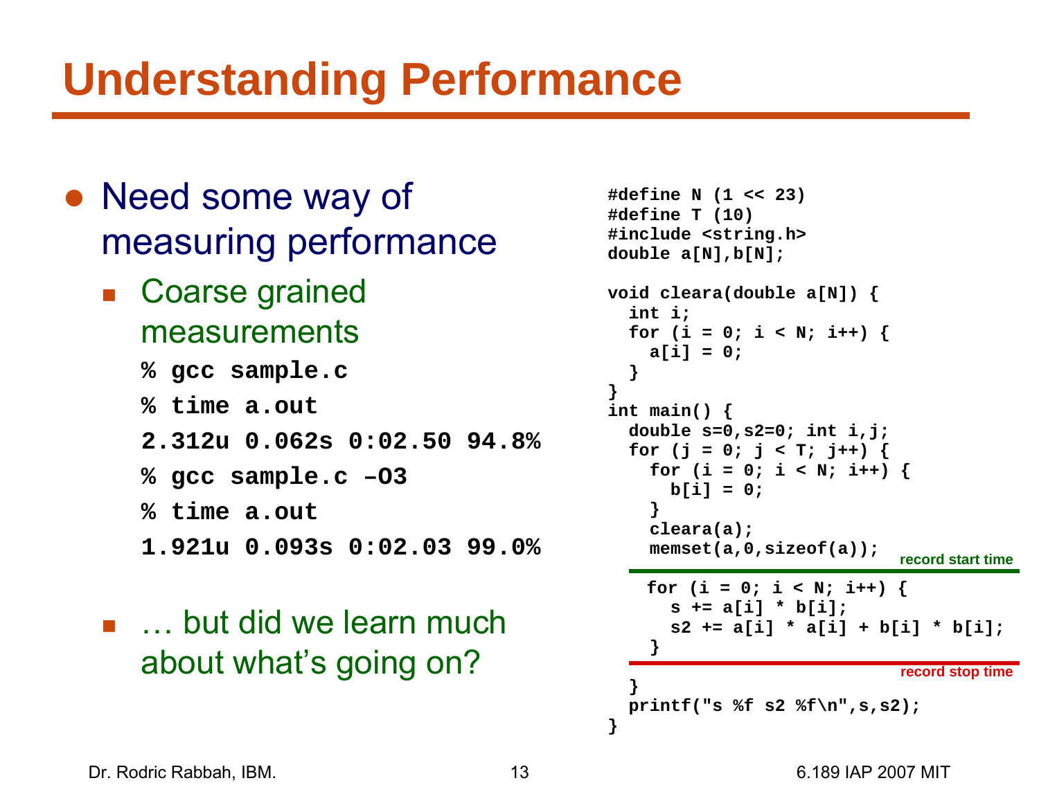# Understanding Performance

- Need some way of measuring performance
  - Coarse grained measurements

```
% gcc sample.c
% time a.out
2.312u 0.062s 0:02.50 94.8%
% gcc sample.c –O3
% time a.out
1.921u 0.093s 0:02.03 99.0%
```

  - … but did we learn much about what's going on?

```
#define N (1 << 23)
#define T (10)
#include <string.h>
double a[N],b[N];

void cleara(double a[N]) {
  int i;
  for (i = 0; i < N; i++) {
    a[i] = 0;
  }
}
int main() {
  double s=0,s2=0; int i,j;
  for (j = 0; j < T; j++) {
    for (i = 0; i < N; i++) {
      b[i] = 0;
    }
    cleara(a);
    memset(a,0,sizeof(a));
                                    record start time
    for (i = 0; i < N; i++) {
      s += a[i] * b[i];
      s2 += a[i] * a[i] + b[i] * b[i];
    }
                                    record stop time
  }
  printf("s %f s2 %f\n",s,s2);
}
```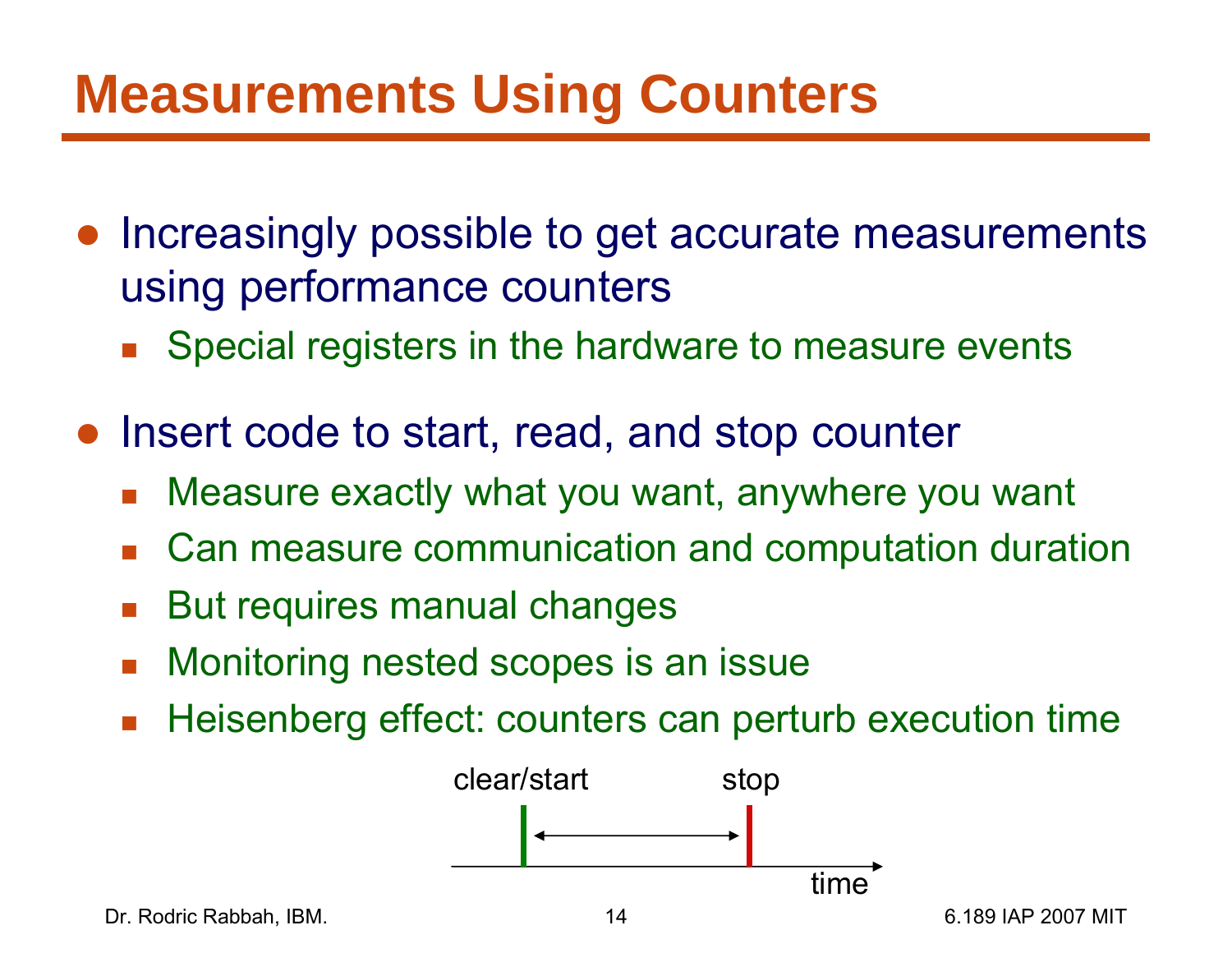# Measurements Using Counters

- Increasingly possible to get accurate measurements using performance counters
  - Special registers in the hardware to measure events
- Insert code to start, read, and stop counter
  - Measure exactly what you want, anywhere you want
  - Can measure communication and computation duration
  - But requires manual changes
  - Monitoring nested scopes is an issue
  - Heisenberg effect: counters can perturb execution time

clear/start stop

time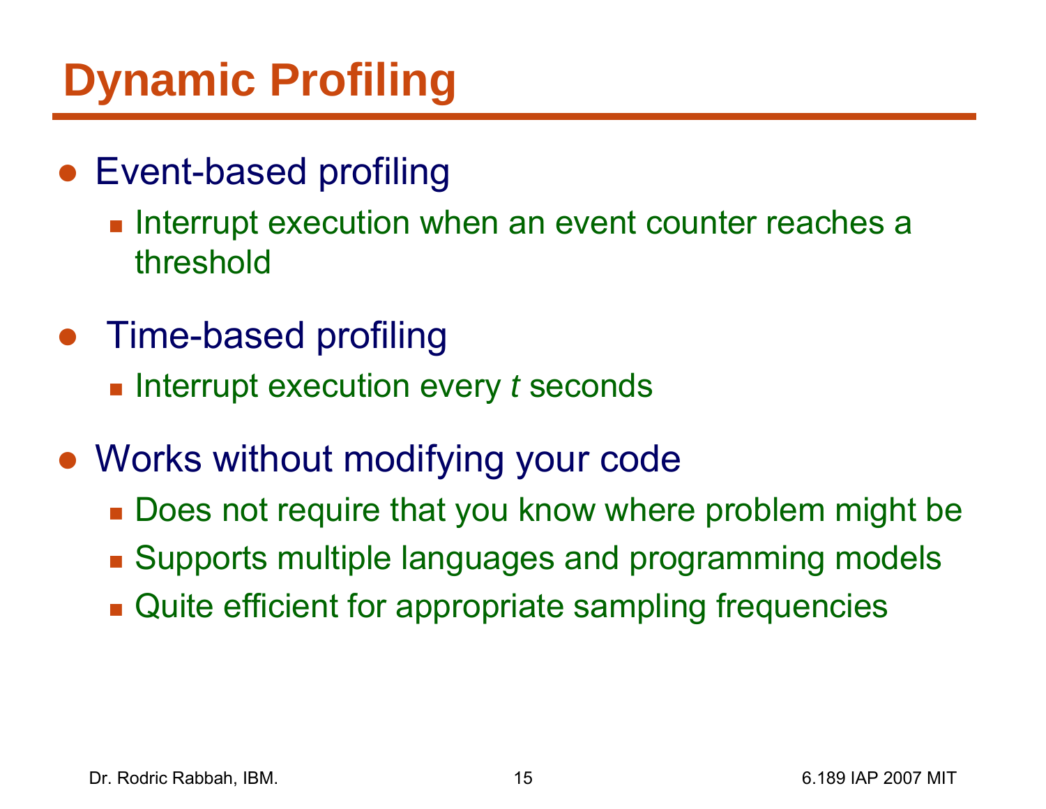# Dynamic Profiling

- Event-based profiling
  - Interrupt execution when an event counter reaches a threshold
- Time-based profiling
  - Interrupt execution every *t* seconds
- Works without modifying your code
  - Does not require that you know where problem might be
  - Supports multiple languages and programming models
  - Quite efficient for appropriate sampling frequencies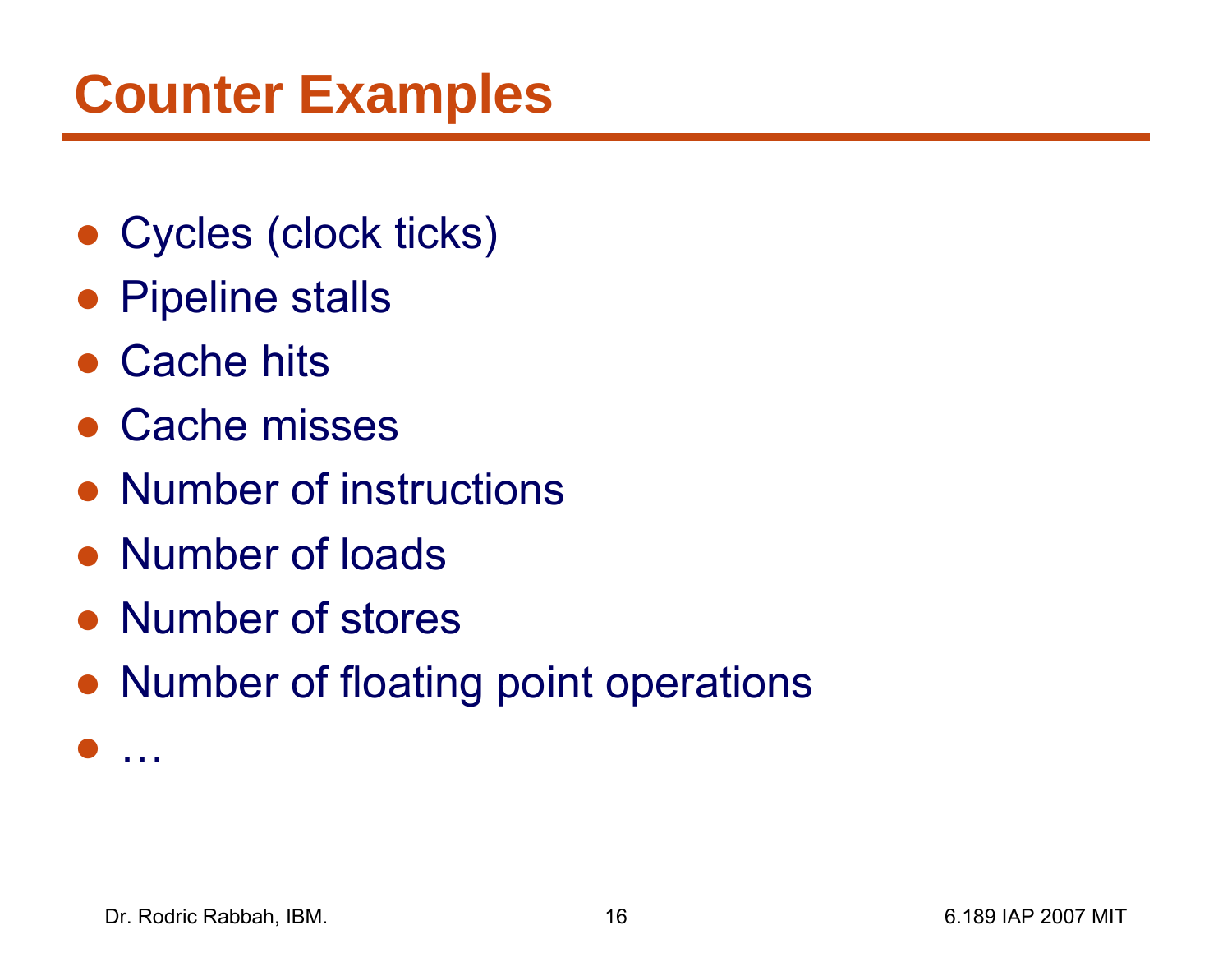# Counter Examples

- Cycles (clock ticks)
- Pipeline stalls
- Cache hits
- Cache misses
- Number of instructions
- Number of loads
- Number of stores
- Number of floating point operations
- …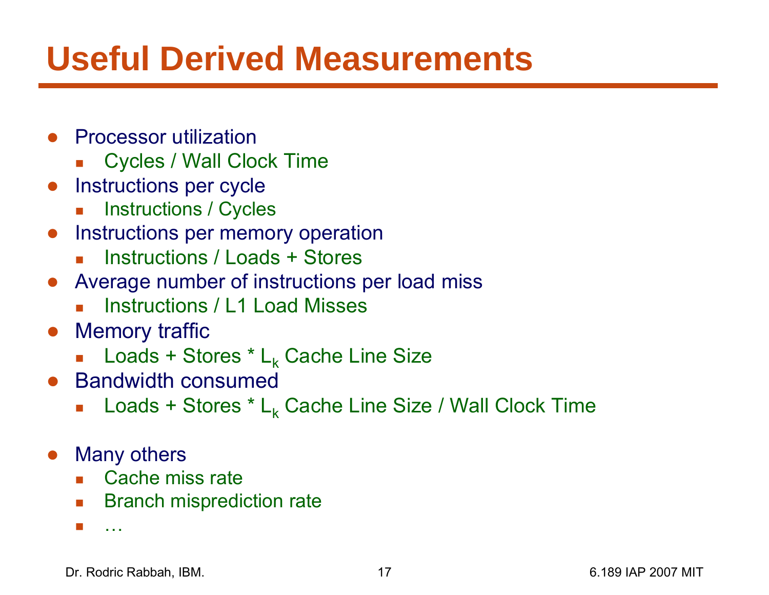# Useful Derived Measurements

- Processor utilization
  - Cycles / Wall Clock Time
- Instructions per cycle
  - Instructions / Cycles
- Instructions per memory operation
  - Instructions / Loads + Stores
- Average number of instructions per load miss
  - Instructions / L1 Load Misses
- Memory traffic
  - Loads + Stores * $L_k$ Cache Line Size
- Bandwidth consumed
  - Loads + Stores * $L_k$ Cache Line Size / Wall Clock Time

- Many others
  - Cache miss rate
  - Branch misprediction rate
  - …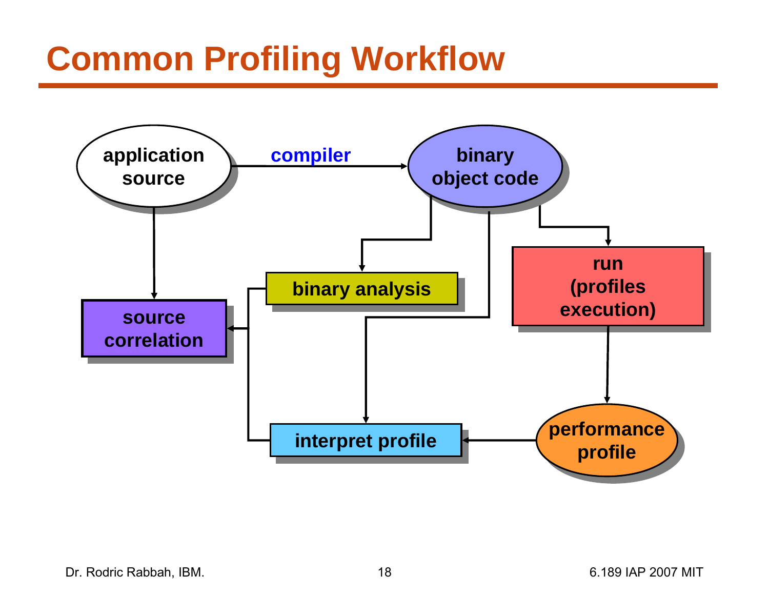# Common Profiling Workflow

application source

compiler

binary object code

binary analysis

source correlation

run (profiles execution)

interpret profile

performance profile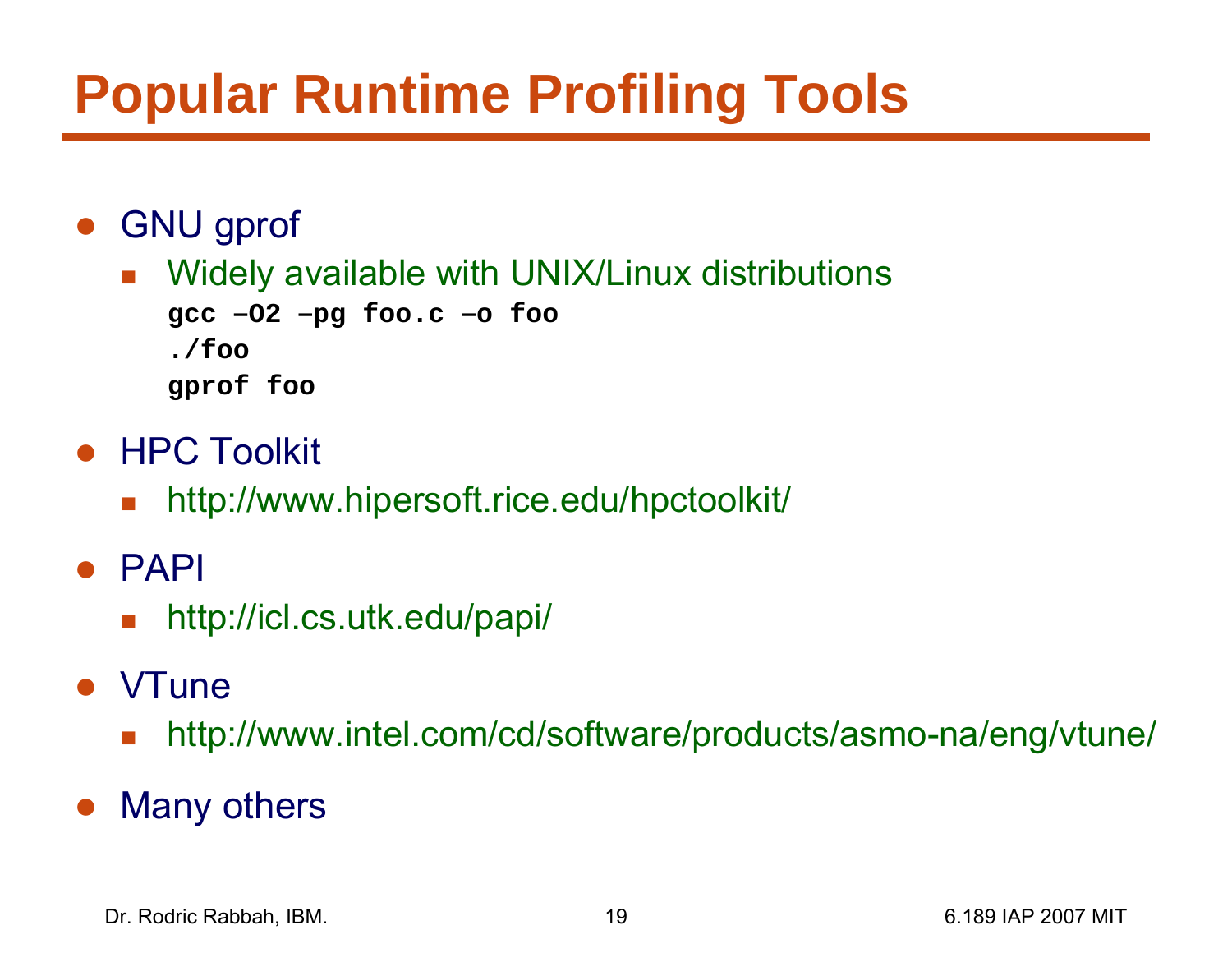# Popular Runtime Profiling Tools

- GNU gprof
  - Widely available with UNIX/Linux distributions

    ```
    gcc –O2 –pg foo.c –o foo
    ./foo
    gprof foo
    ```
- HPC Toolkit
  - http://www.hipersoft.rice.edu/hpctoolkit/
- PAPI
  - http://icl.cs.utk.edu/papi/
- VTune
  - http://www.intel.com/cd/software/products/asmo-na/eng/vtune/
- Many others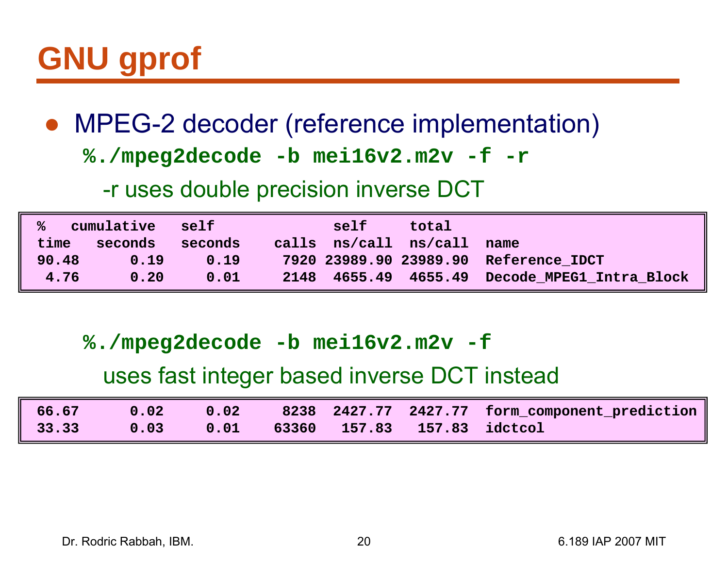# GNU gprof

- MPEG-2 decoder (reference implementation)

  ```
  %./mpeg2decode -b mei16v2.m2v -f -r
  ```

  -r uses double precision inverse DCT

| % time | cumulative seconds | self seconds | calls | self ns/call | total ns/call | name |
|---|---|---|---|---|---|---|
| 90.48 | 0.19 | 0.19 | 7920 | 23989.90 | 23989.90 | Reference_IDCT |
| 4.76 | 0.20 | 0.01 | 2148 | 4655.49 | 4655.49 | Decode_MPEG1_Intra_Block |

  ```
  %./mpeg2decode -b mei16v2.m2v -f
  ```

  uses fast integer based inverse DCT instead

| % time | cumulative seconds | self seconds | calls | self ns/call | total ns/call | name |
|---|---|---|---|---|---|---|
| 66.67 | 0.02 | 0.02 | 8238 | 2427.77 | 2427.77 | form_component_prediction |
| 33.33 | 0.03 | 0.01 | 63360 | 157.83 | 157.83 | idctcol |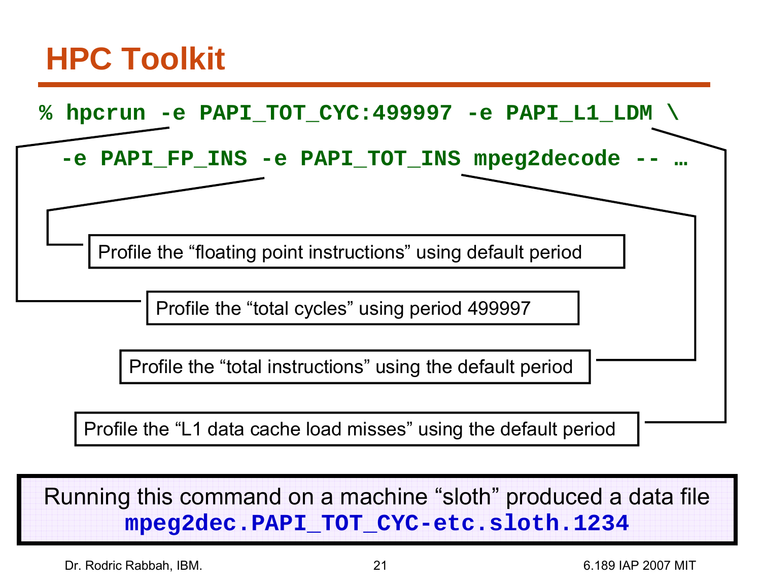# HPC Toolkit

```
% hpcrun -e PAPI_TOT_CYC:499997 -e PAPI_L1_LDM \
  -e PAPI_FP_INS -e PAPI_TOT_INS mpeg2decode -- …
```

- Profile the "floating point instructions" using default period
- Profile the "total cycles" using period 499997
- Profile the "total instructions" using the default period
- Profile the "L1 data cache load misses" using the default period

Running this command on a machine "sloth" produced a data file **`mpeg2dec.PAPI_TOT_CYC-etc.sloth.1234`**

Dr. Rodric Rabbah, IBM. 6.189 IAP 2007 MIT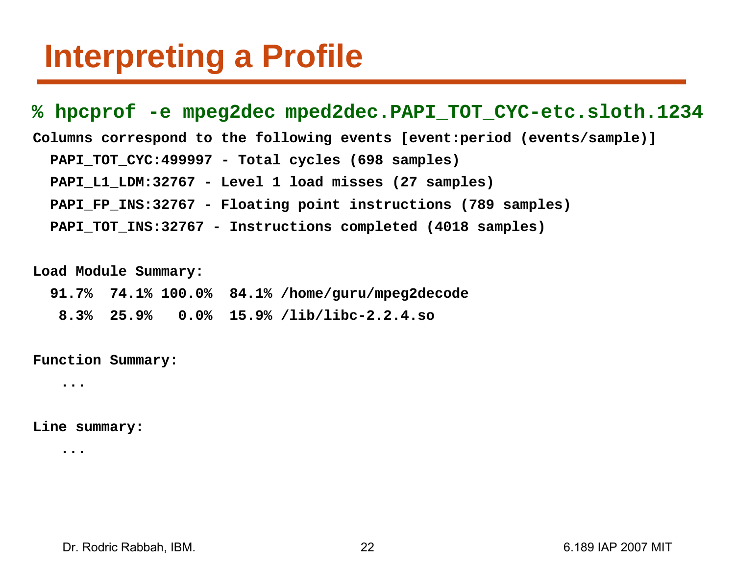# Interpreting a Profile

```
% hpcprof -e mpeg2dec mped2dec.PAPI_TOT_CYC-etc.sloth.1234
Columns correspond to the following events [event:period (events/sample)]
  PAPI_TOT_CYC:499997 - Total cycles (698 samples)
  PAPI_L1_LDM:32767 - Level 1 load misses (27 samples)
  PAPI_FP_INS:32767 - Floating point instructions (789 samples)
  PAPI_TOT_INS:32767 - Instructions completed (4018 samples)

Load Module Summary:
  91.7%  74.1% 100.0%  84.1% /home/guru/mpeg2decode
   8.3%  25.9%   0.0%  15.9% /lib/libc-2.2.4.so

Function Summary:
   ...

Line summary:
   ...
```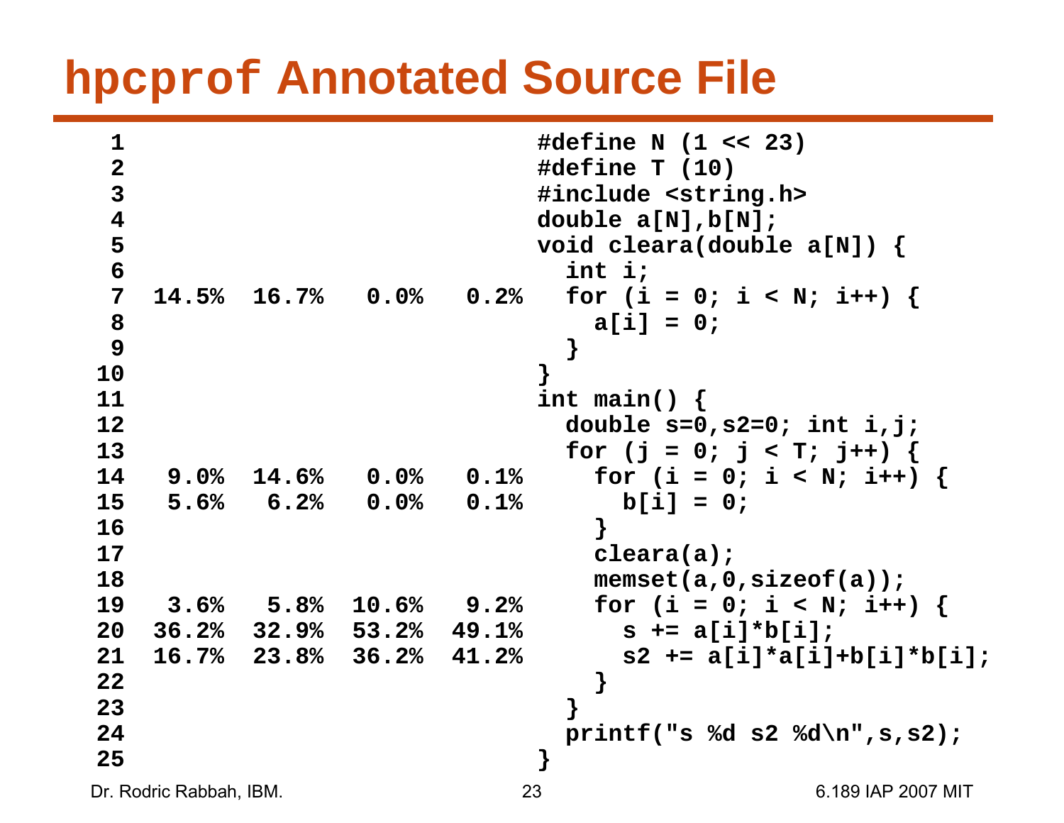# hpcprof Annotated Source File

```
 1                                      #define N (1 << 23)
 2                                      #define T (10)
 3                                      #include <string.h>
 4                                      double a[N],b[N];
 5                                      void cleara(double a[N]) {
 6                                        int i;
 7   14.5%  16.7%   0.0%   0.2%          for (i = 0; i < N; i++) {
 8                                          a[i] = 0;
 9                                        }
10                                      }
11                                      int main() {
12                                        double s=0,s2=0; int i,j;
13                                        for (j = 0; j < T; j++) {
14    9.0%  14.6%   0.0%   0.1%            for (i = 0; i < N; i++) {
15    5.6%   6.2%   0.0%   0.1%              b[i] = 0;
16                                          }
17                                          cleara(a);
18                                          memset(a,0,sizeof(a));
19    3.6%   5.8%  10.6%   9.2%            for (i = 0; i < N; i++) {
20   36.2%  32.9%  53.2%  49.1%              s += a[i]*b[i];
21   16.7%  23.8%  36.2%  41.2%              s2 += a[i]*a[i]+b[i]*b[i];
22                                          }
23                                        }
24                                        printf("s %d s2 %d\n",s,s2);
25                                      }
```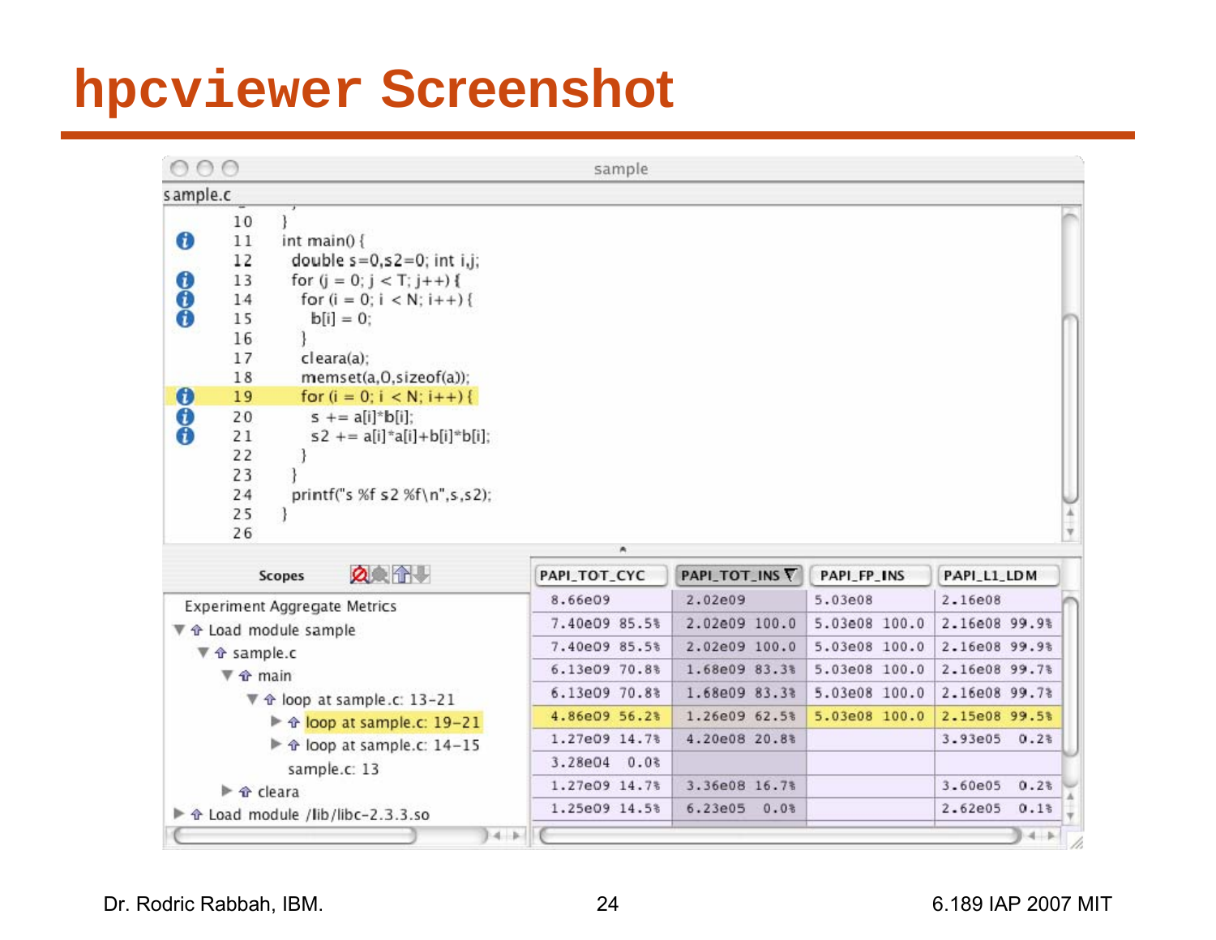# hpcviewer Screenshot

sample

sample.c

```
10    }
11    int main() {
12      double s=0,s2=0; int i,j;
13      for (j = 0; j < T; j++) {
14        for (i = 0; i < N; i++) {
15          b[i] = 0;
16        }
17        cleara(a);
18        memset(a,0,sizeof(a));
19        for (i = 0; i < N; i++) {
20          s += a[i]*b[i];
21          s2 += a[i]*a[i]+b[i]*b[i];
22        }
23      }
24      printf("s %f s2 %f\n",s,s2);
25    }
26
```

| Scopes | PAPI_TOT_CYC | PAPI_TOT_INS | PAPI_FP_INS | PAPI_L1_LDM |
|---|---|---|---|---|
| Experiment Aggregate Metrics | 8.66e09 | 2.02e09 | 5.03e08 | 2.16e08 |
| Load module sample | 7.40e09 85.5% | 2.02e09 100.0 | 5.03e08 100.0 | 2.16e08 99.9% |
| sample.c | 7.40e09 85.5% | 2.02e09 100.0 | 5.03e08 100.0 | 2.16e08 99.9% |
| main | 6.13e09 70.8% | 1.68e09 83.3% | 5.03e08 100.0 | 2.16e08 99.7% |
| loop at sample.c: 13-21 | 6.13e09 70.8% | 1.68e09 83.3% | 5.03e08 100.0 | 2.16e08 99.7% |
| loop at sample.c: 19-21 | 4.86e09 56.2% | 1.26e09 62.5% | 5.03e08 100.0 | 2.15e08 99.5% |
| loop at sample.c: 14-15 | 1.27e09 14.7% | 4.20e08 20.8% | | 3.93e05 0.2% |
| sample.c: 13 | 3.28e04 0.0% | | | |
| cleara | 1.27e09 14.7% | 3.36e08 16.7% | | 3.60e05 0.2% |
| Load module /lib/libc-2.3.3.so | 1.25e09 14.5% | 6.23e05 0.0% | | 2.62e05 0.1% |

Dr. Rodric Rabbah, IBM. 6.189 IAP 2007 MIT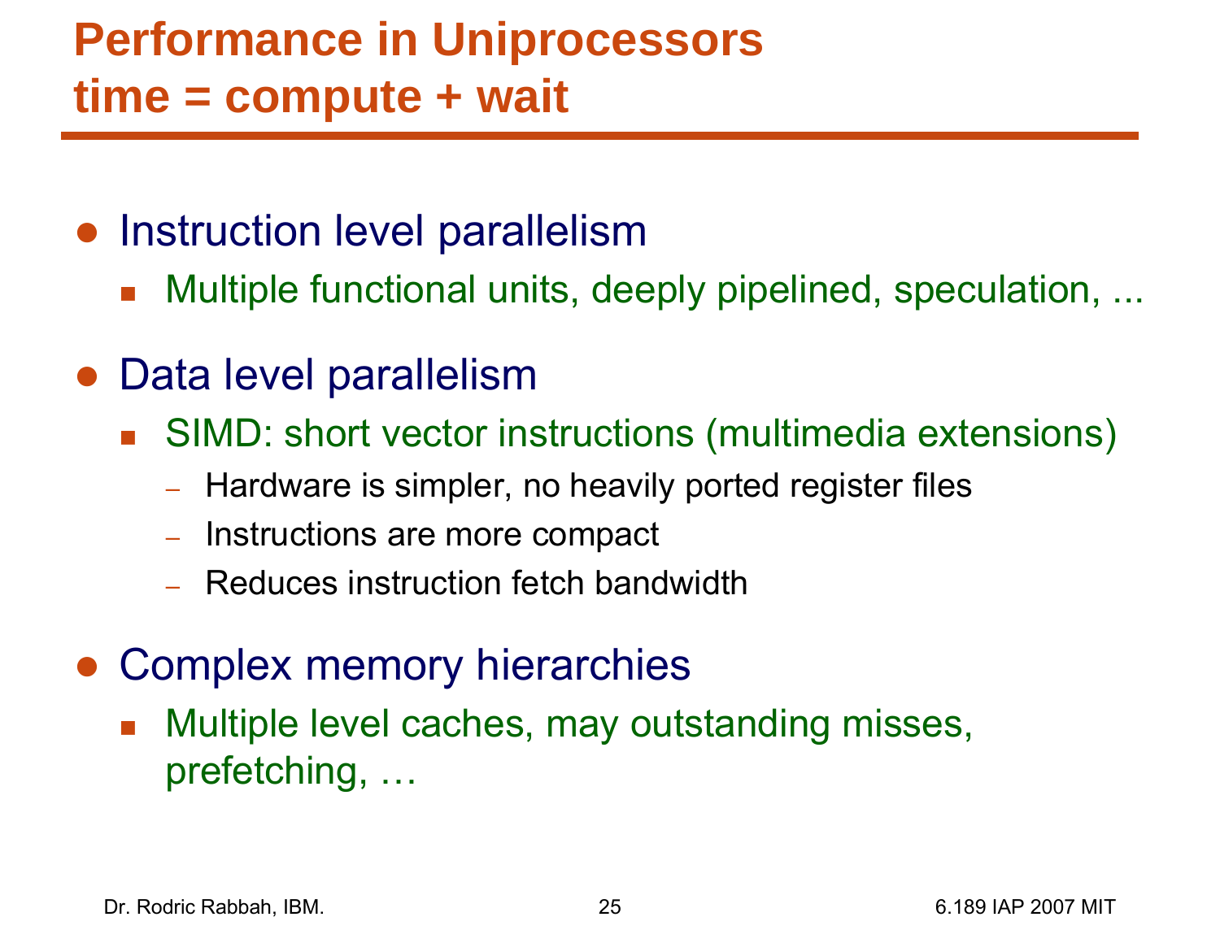# Performance in Uniprocessors
# time = compute + wait

- Instruction level parallelism
  - Multiple functional units, deeply pipelined, speculation, ...
- Data level parallelism
  - SIMD: short vector instructions (multimedia extensions)
    - Hardware is simpler, no heavily ported register files
    - Instructions are more compact
    - Reduces instruction fetch bandwidth
- Complex memory hierarchies
  - Multiple level caches, may outstanding misses, prefetching, …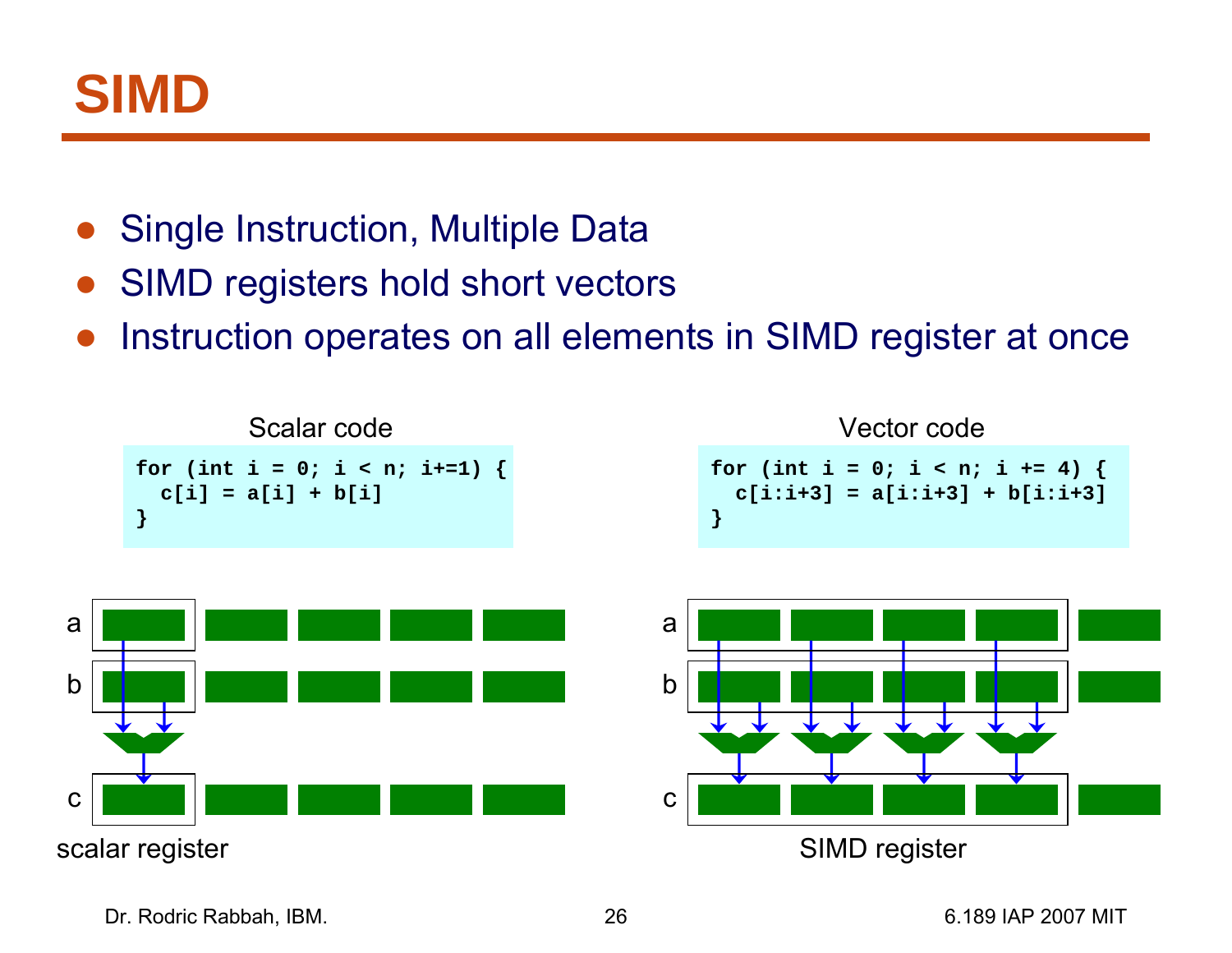# SIMD

- Single Instruction, Multiple Data
- SIMD registers hold short vectors
- Instruction operates on all elements in SIMD register at once

Scalar code

```
for (int i = 0; i < n; i+=1) {
  c[i] = a[i] + b[i]
}
```

Vector code

```
for (int i = 0; i < n; i += 4) {
  c[i:i+3] = a[i:i+3] + b[i:i+3]
}
```

a

b

c

scalar register

a

b

c

SIMD register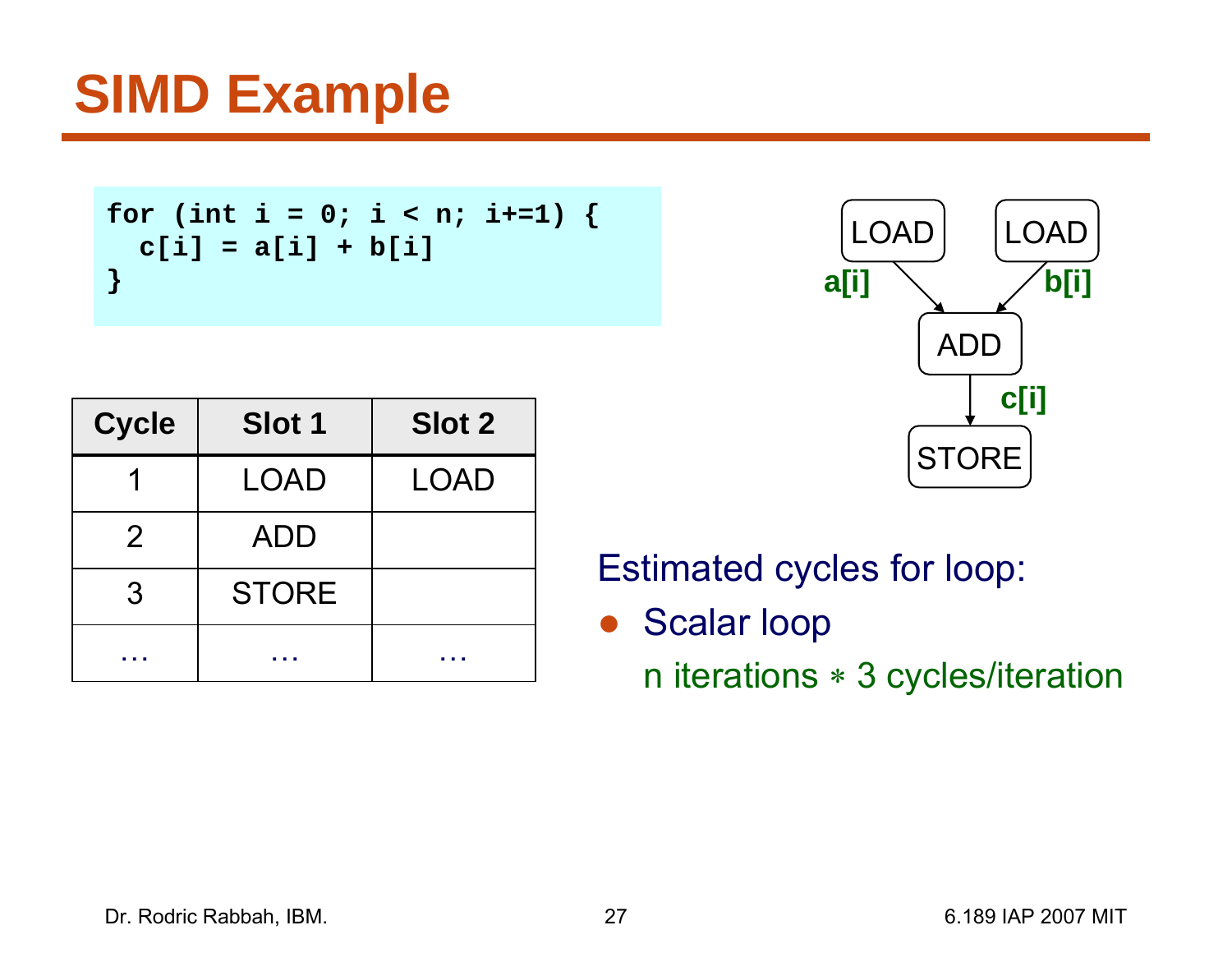# SIMD Example

```
for (int i = 0; i < n; i+=1) {
  c[i] = a[i] + b[i]
}
```

LOAD a[i], LOAD b[i] → ADD → c[i] → STORE

| Cycle | Slot 1 | Slot 2 |
|---|---|---|
| 1 | LOAD | LOAD |
| 2 | ADD | |
| 3 | STORE | |
| … | … | … |

Estimated cycles for loop:

- Scalar loop

  n iterations ∗ 3 cycles/iteration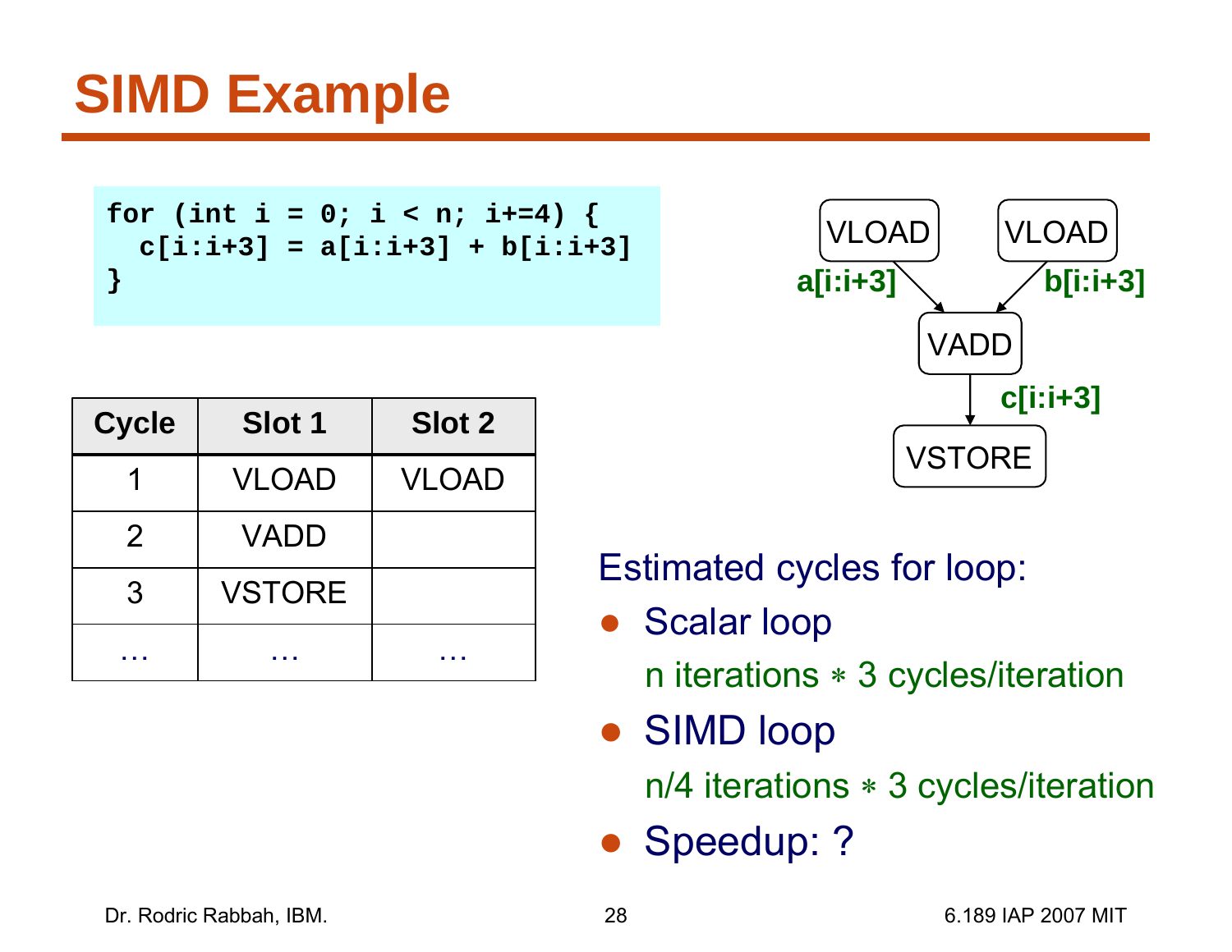# SIMD Example

```
for (int i = 0; i < n; i+=4) {
  c[i:i+3] = a[i:i+3] + b[i:i+3]
}
```

| Cycle | Slot 1 | Slot 2 |
|---|---|---|
| 1 | VLOAD | VLOAD |
| 2 | VADD | |
| 3 | VSTORE | |
| … | … | … |

VLOAD → a[i:i+3] → VADD
VLOAD → b[i:i+3] → VADD
VADD → c[i:i+3] → VSTORE

Estimated cycles for loop:

- Scalar loop

  n iterations ∗ 3 cycles/iteration

- SIMD loop

  n/4 iterations ∗ 3 cycles/iteration

- Speedup: ?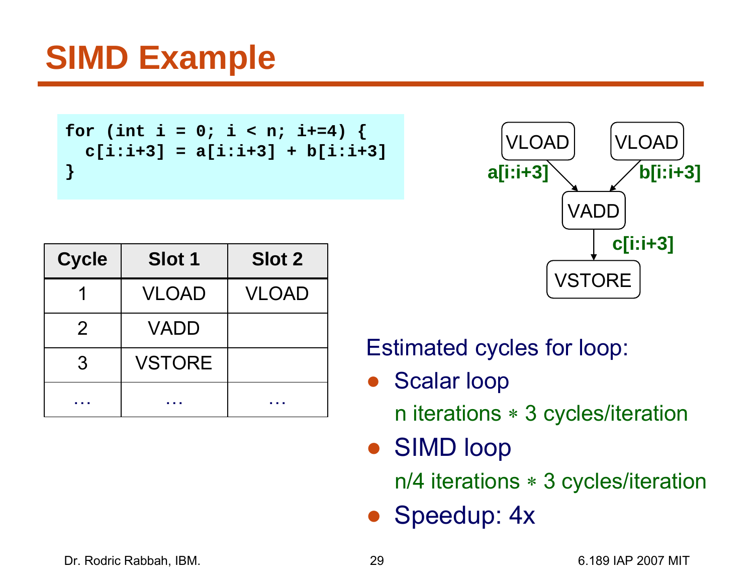# SIMD Example

```
for (int i = 0; i < n; i+=4) {
  c[i:i+3] = a[i:i+3] + b[i:i+3]
}
```

| Cycle | Slot 1 | Slot 2 |
|---|---|---|
| 1 | VLOAD | VLOAD |
| 2 | VADD | |
| 3 | VSTORE | |
| … | … | … |

VLOAD → a[i:i+3] → VADD
VLOAD → b[i:i+3] → VADD
VADD → c[i:i+3] → VSTORE

Estimated cycles for loop:

- Scalar loop

  n iterations ∗ 3 cycles/iteration

- SIMD loop

  n/4 iterations ∗ 3 cycles/iteration

- Speedup: 4x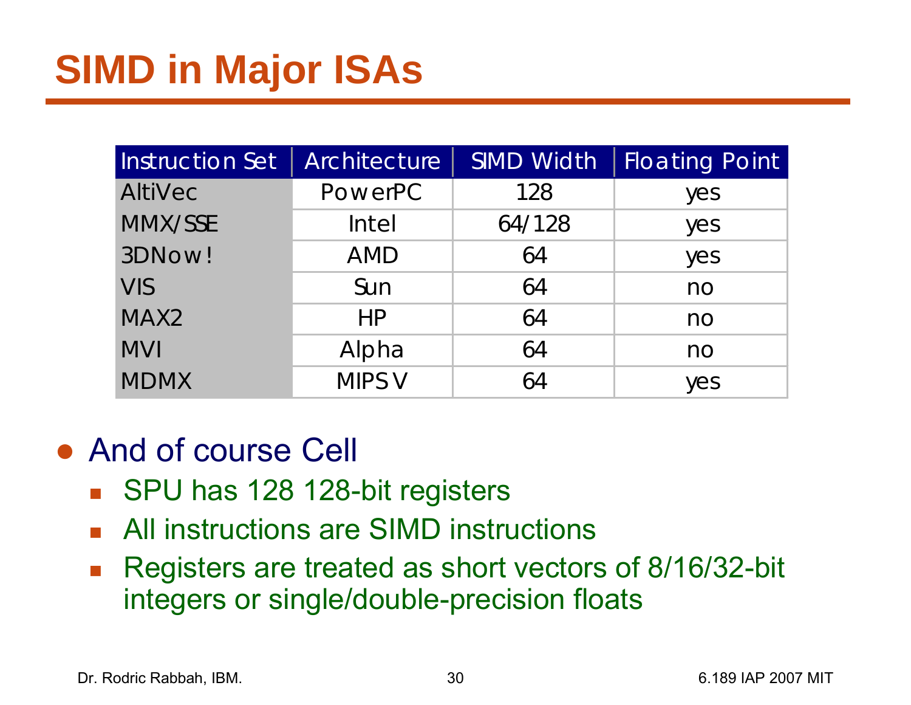# SIMD in Major ISAs

| Instruction Set | Architecture | SIMD Width | Floating Point |
|---|---|---|---|
| AltiVec | PowerPC | 128 | yes |
| MMX/SSE | Intel | 64/128 | yes |
| 3DNow! | AMD | 64 | yes |
| VIS | Sun | 64 | no |
| MAX2 | HP | 64 | no |
| MVI | Alpha | 64 | no |
| MDMX | MIPS V | 64 | yes |

- And of course Cell
  - SPU has 128 128-bit registers
  - All instructions are SIMD instructions
  - Registers are treated as short vectors of 8/16/32-bit integers or single/double-precision floats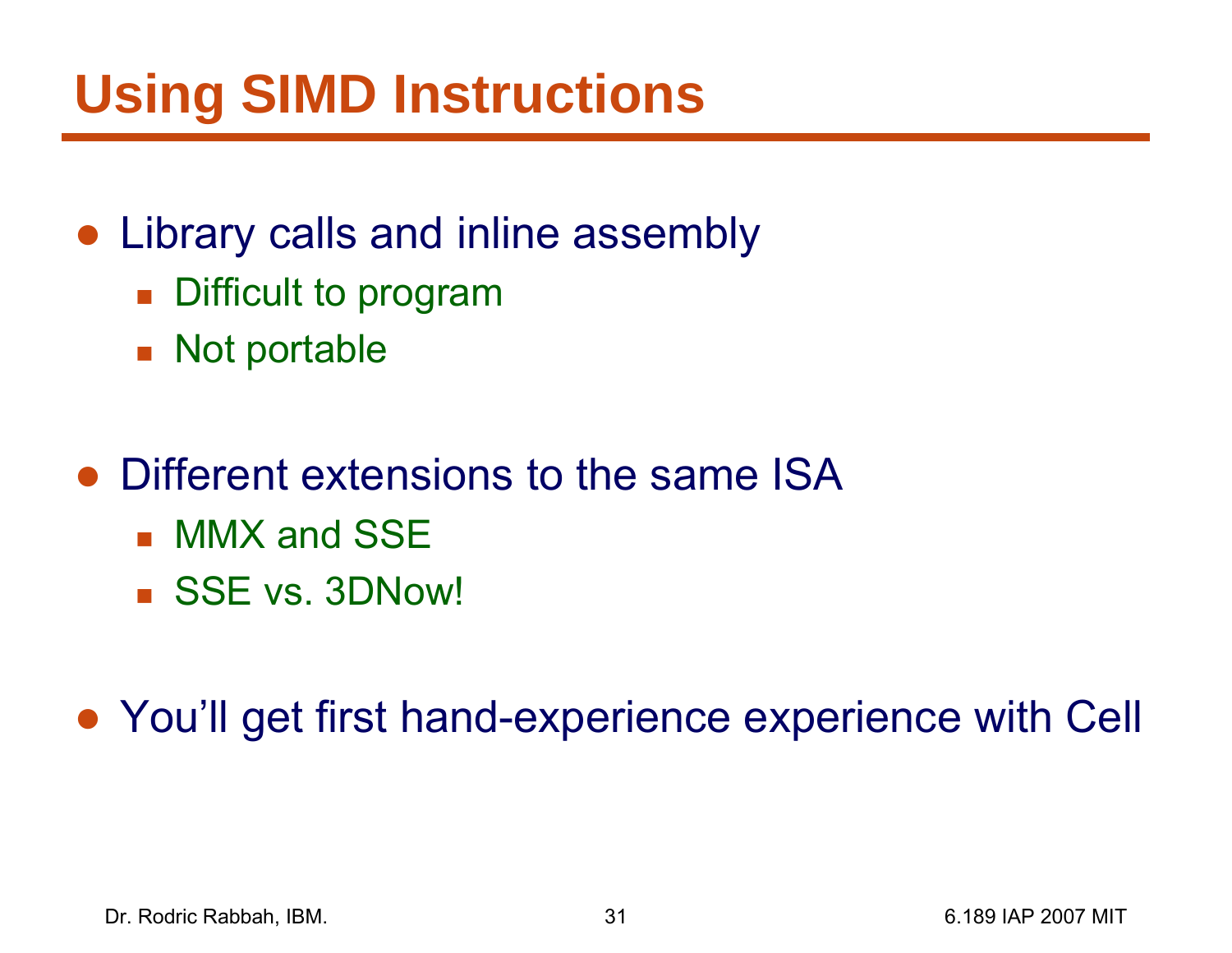# Using SIMD Instructions

- Library calls and inline assembly
  - Difficult to program
  - Not portable
- Different extensions to the same ISA
  - MMX and SSE
  - SSE vs. 3DNow!
- You'll get first hand-experience experience with Cell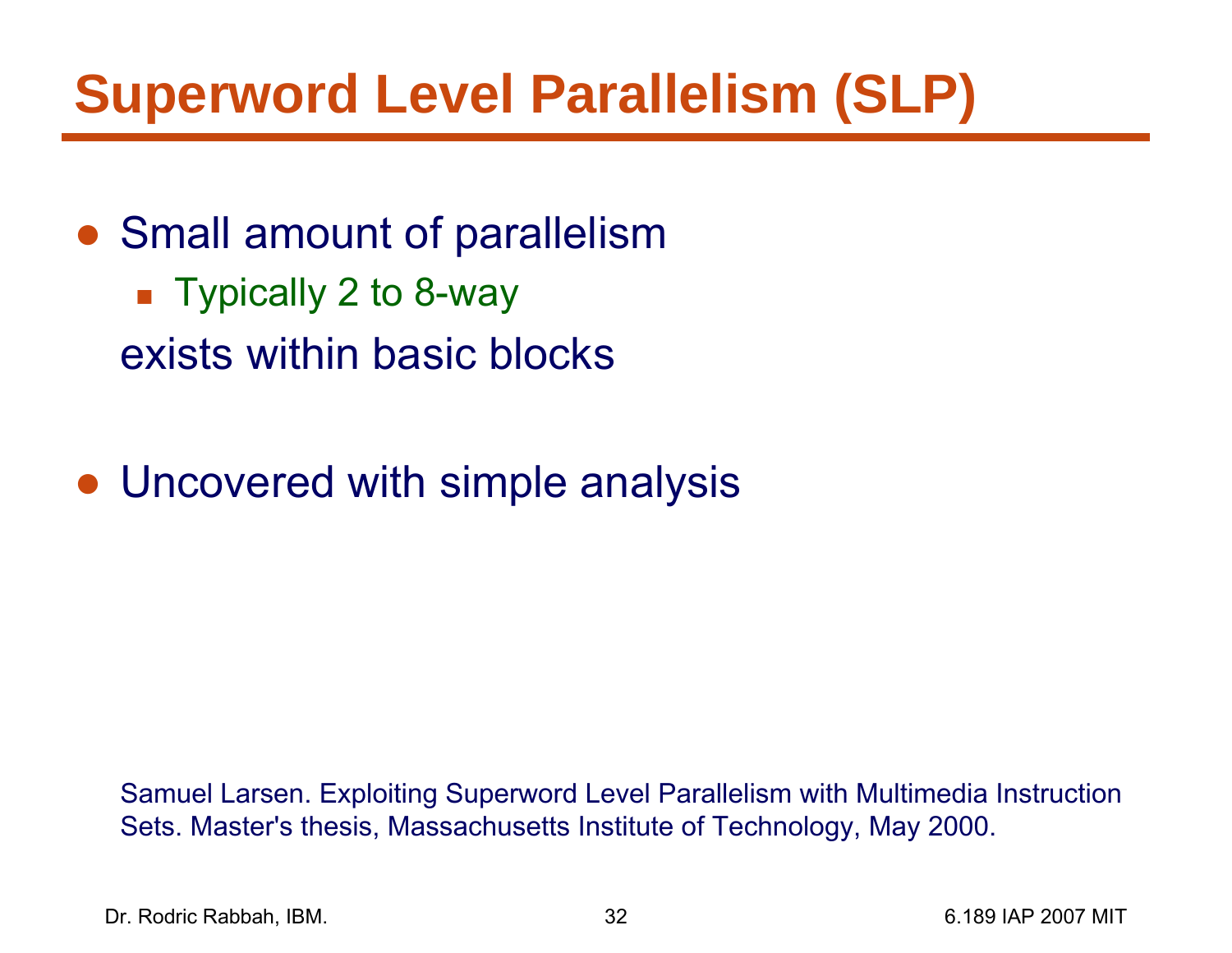# Superword Level Parallelism (SLP)

- Small amount of parallelism
  - Typically 2 to 8-way

  exists within basic blocks

- Uncovered with simple analysis

Samuel Larsen. Exploiting Superword Level Parallelism with Multimedia Instruction Sets. Master's thesis, Massachusetts Institute of Technology, May 2000.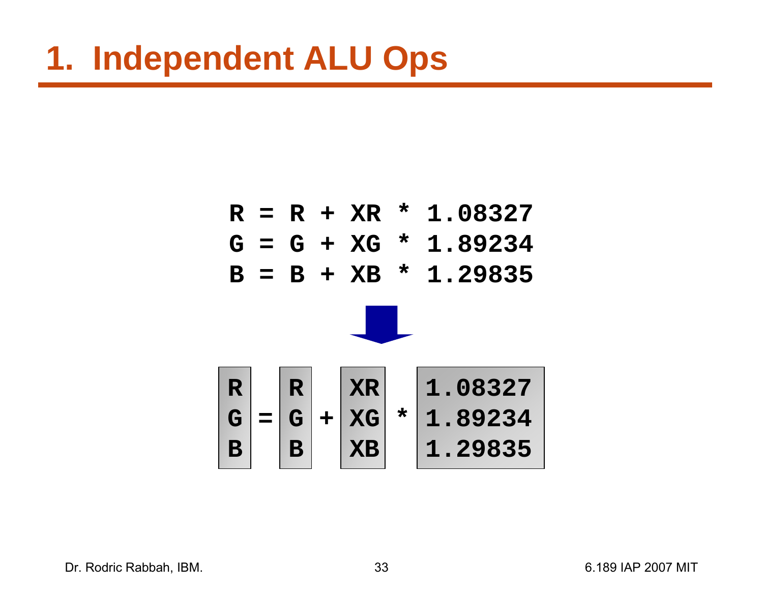# 1. Independent ALU Ops

```
R = R + XR * 1.08327
G = G + XG * 1.89234
B = B + XB * 1.29835
```

↓

$$
\begin{bmatrix} R \\ G \\ B \end{bmatrix} = \begin{bmatrix} R \\ G \\ B \end{bmatrix} + \begin{bmatrix} XR \\ XG \\ XB \end{bmatrix} * \begin{bmatrix} 1.08327 \\ 1.89234 \\ 1.29835 \end{bmatrix}
$$

Dr. Rodric Rabbah, IBM.

6.189 IAP 2007 MIT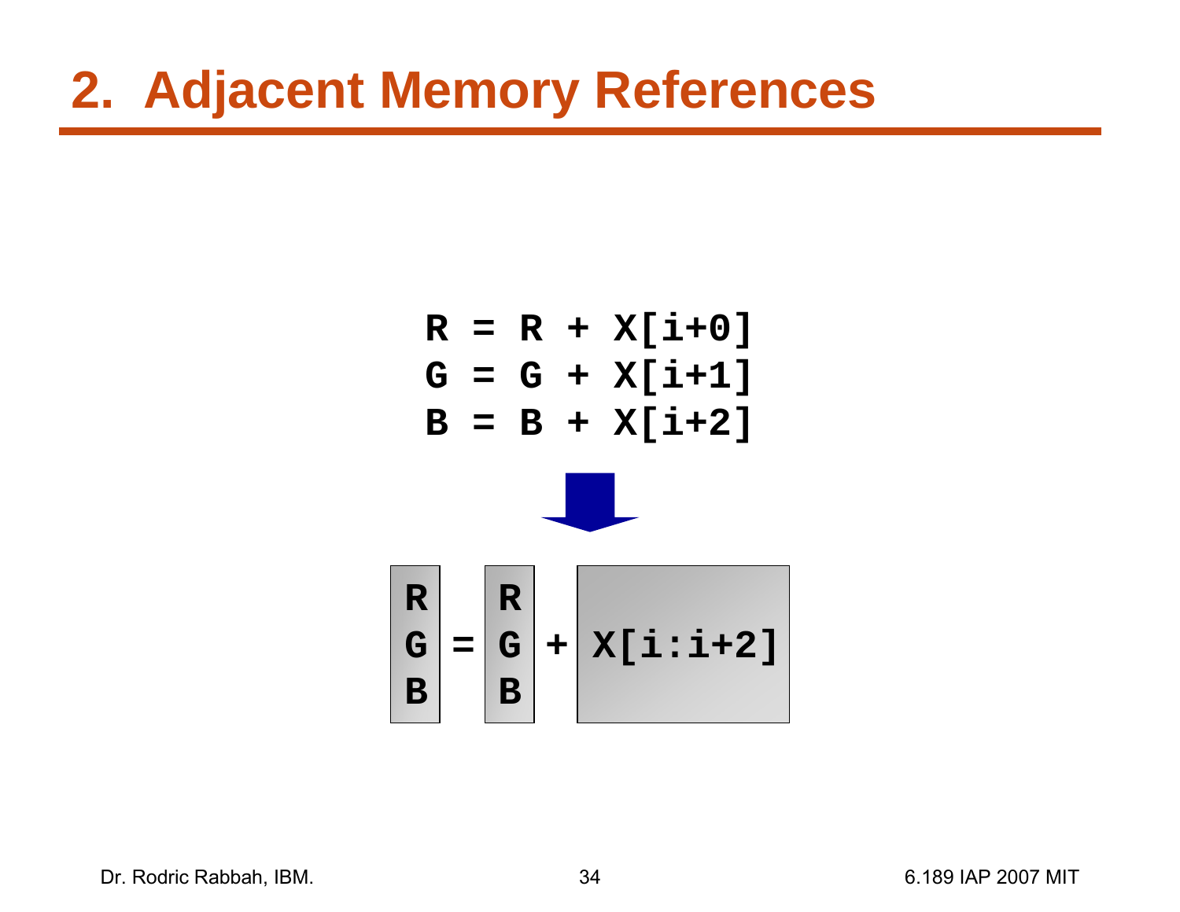# 2. Adjacent Memory References

```
R = R + X[i+0]
G = G + X[i+1]
B = B + X[i+2]
```

⬇

```
R     R
G  =  G  +  X[i:i+2]
B     B
```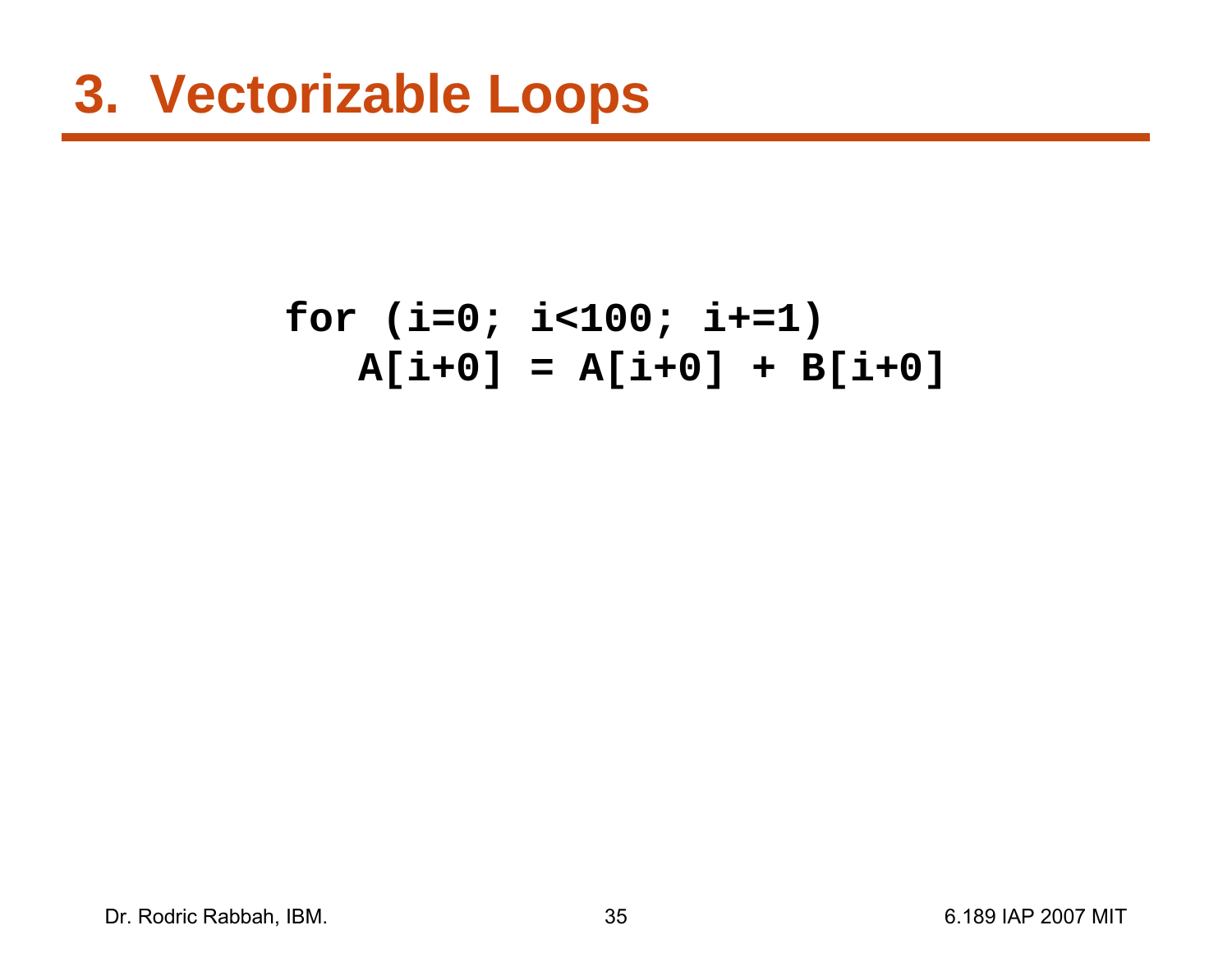# 3. Vectorizable Loops

```
for (i=0; i<100; i+=1)
   A[i+0] = A[i+0] + B[i+0]
```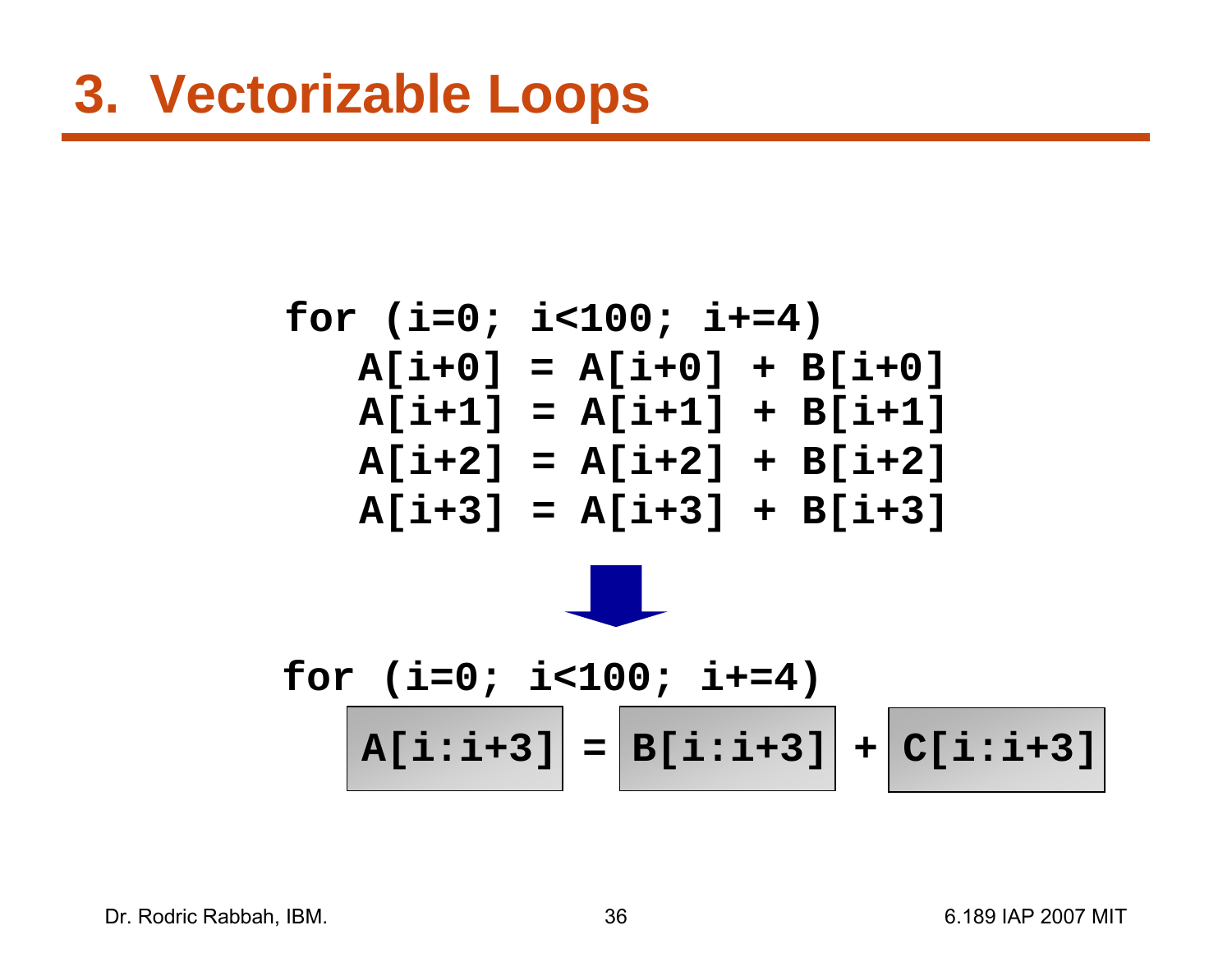# 3. Vectorizable Loops

```
for (i=0; i<100; i+=4)
   A[i+0] = A[i+0] + B[i+0]
   A[i+1] = A[i+1] + B[i+1]
   A[i+2] = A[i+2] + B[i+2]
   A[i+3] = A[i+3] + B[i+3]
```

```
for (i=0; i<100; i+=4)
   A[i:i+3] = B[i:i+3] + C[i:i+3]
```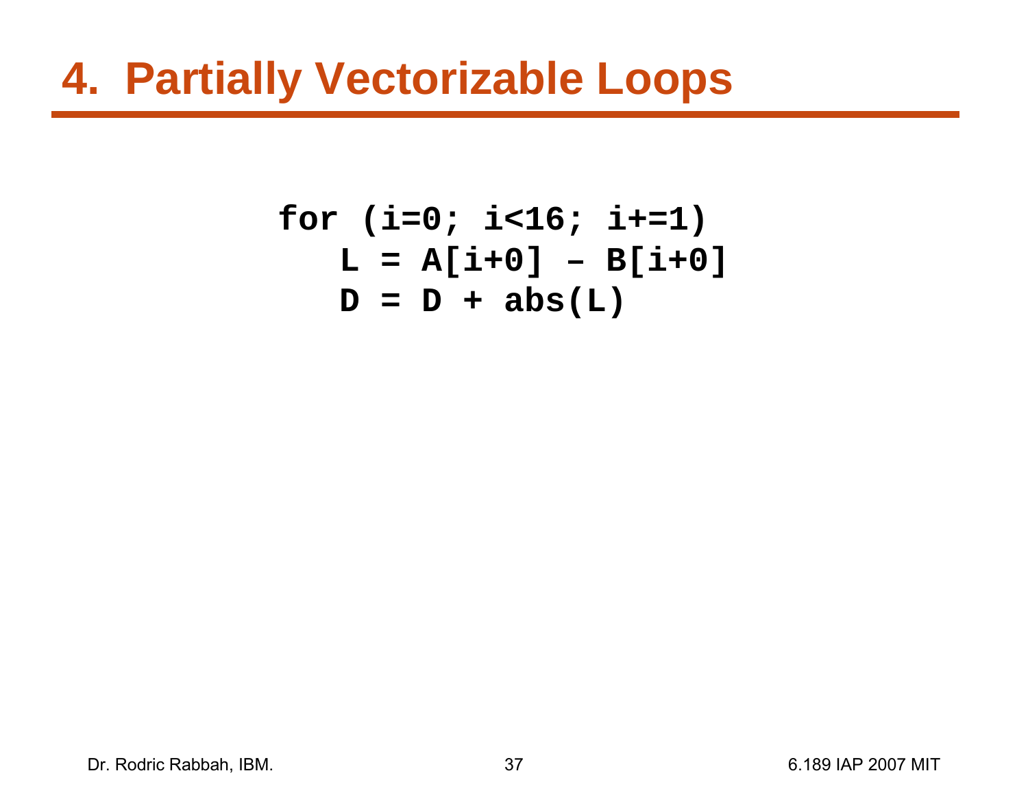# 4. Partially Vectorizable Loops

```
for (i=0; i<16; i+=1)
   L = A[i+0] – B[i+0]
   D = D + abs(L)
```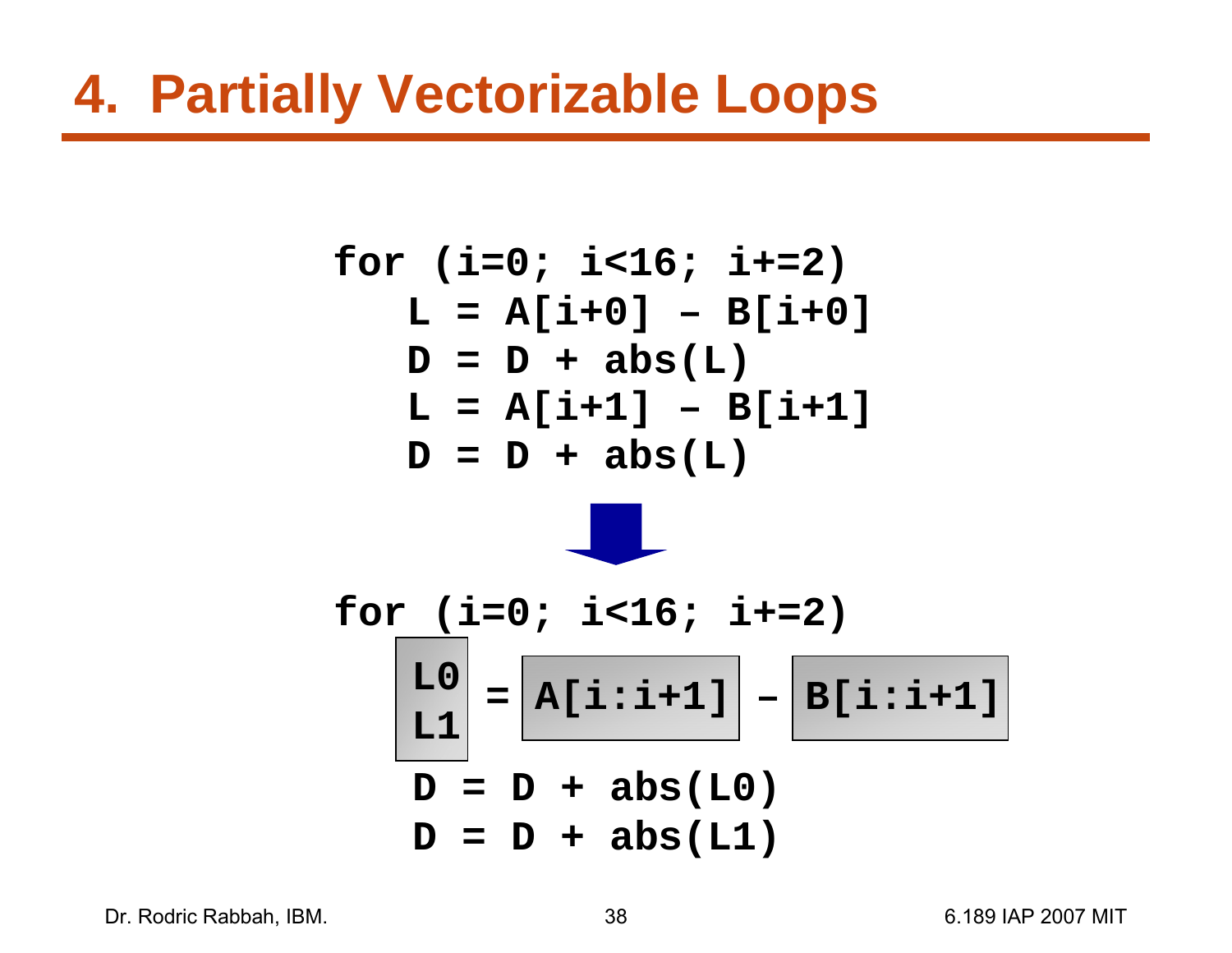# 4. Partially Vectorizable Loops

```
for (i=0; i<16; i+=2)
   L = A[i+0] – B[i+0]
   D = D + abs(L)
   L = A[i+1] – B[i+1]
   D = D + abs(L)
```

⬇

```
for (i=0; i<16; i+=2)
   L0
   L1  = A[i:i+1] – B[i:i+1]
   D = D + abs(L0)
   D = D + abs(L1)
```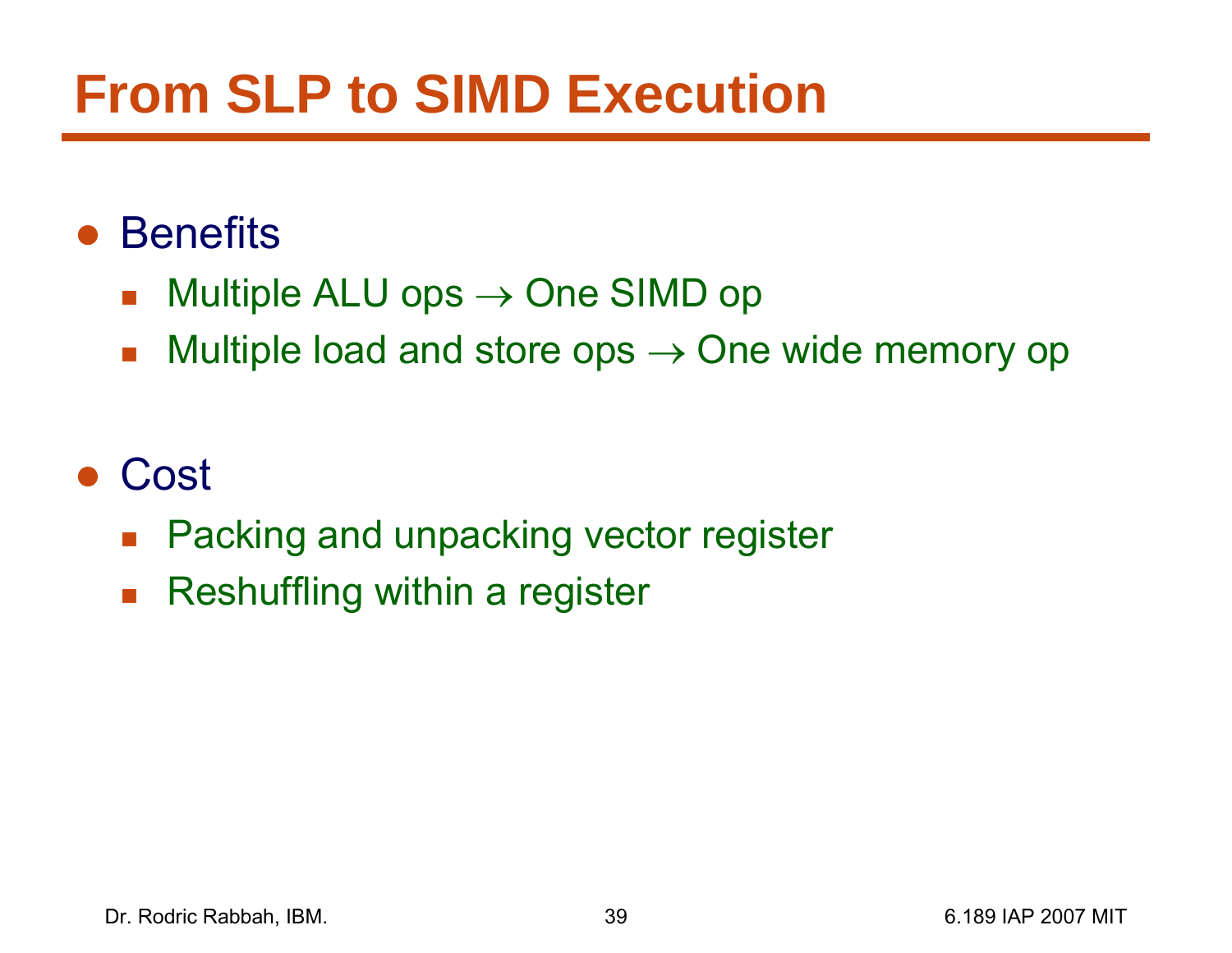# From SLP to SIMD Execution

- Benefits
  - Multiple ALU ops → One SIMD op
  - Multiple load and store ops → One wide memory op

- Cost
  - Packing and unpacking vector register
  - Reshuffling within a register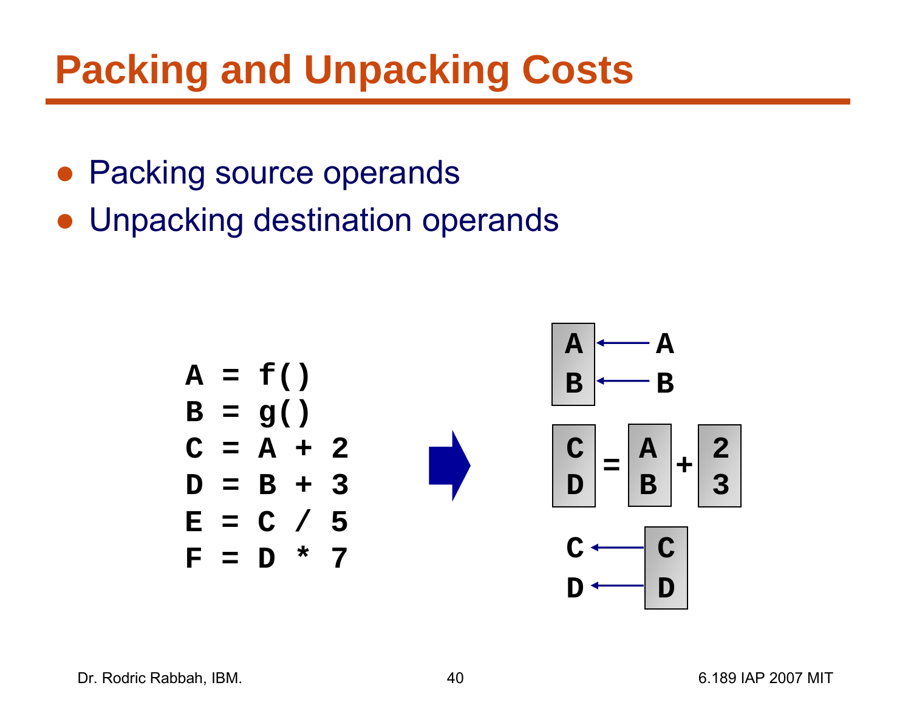# Packing and Unpacking Costs

- Packing source operands
- Unpacking destination operands

```
A = f()
B = g()
C = A + 2
D = B + 3
E = C / 5
F = D * 7
```

```
A ← A
B ← B

C   A   2
  =   +
D   B   3

C ← C
D ← D
```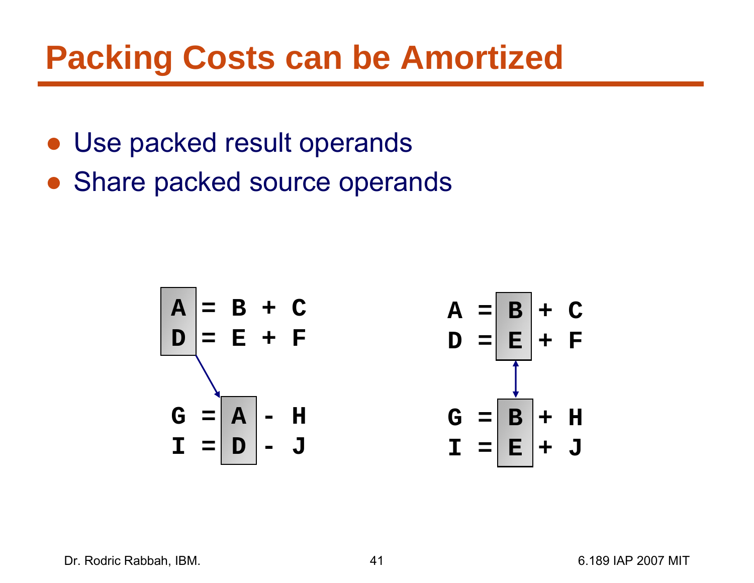# Packing Costs can be Amortized

- Use packed result operands
- Share packed source operands

```
A = B + C          A = B + C
D = E + F          D = E + F

G = A - H          G = B + H
I = D - J          I = E + J
```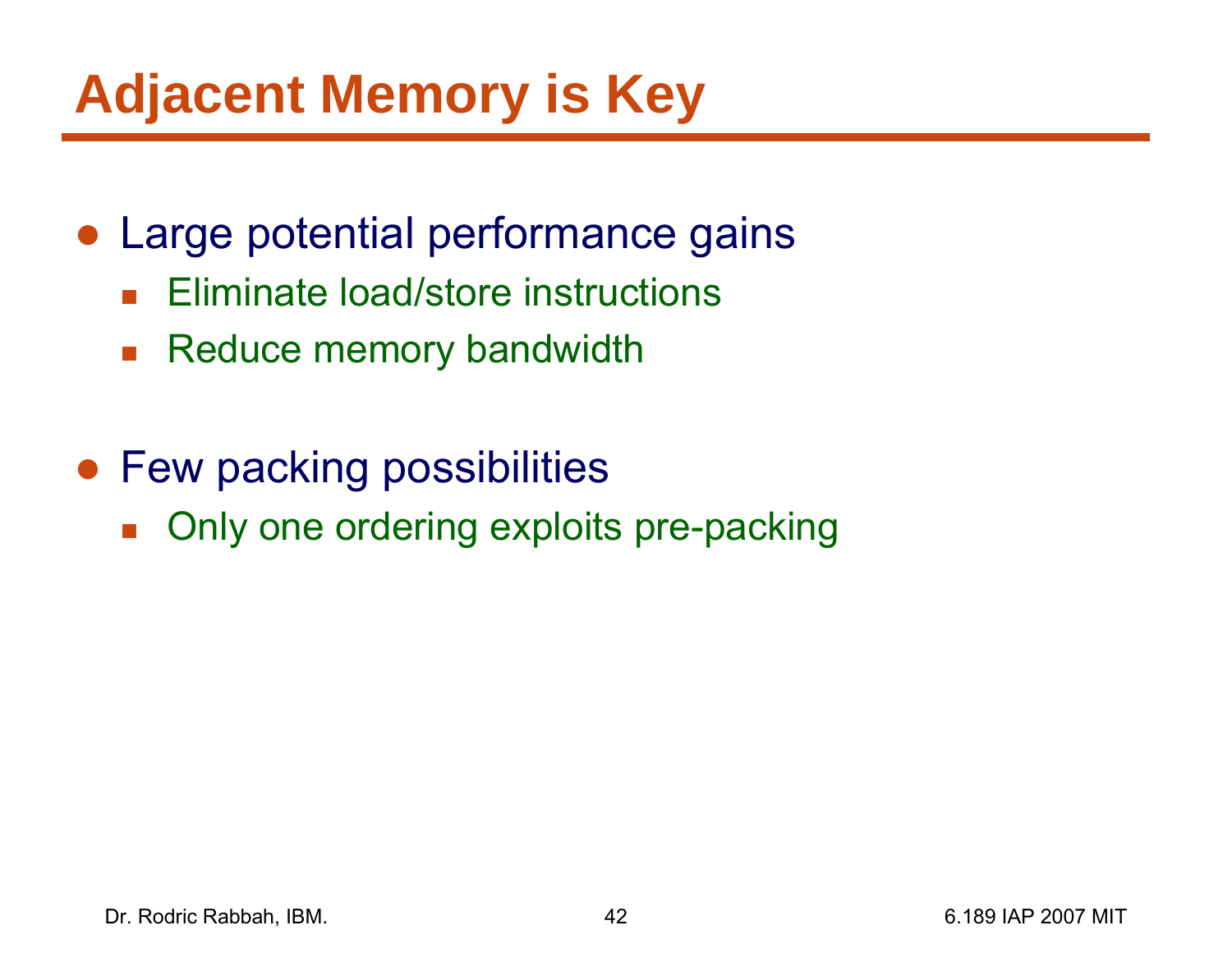# Adjacent Memory is Key

- Large potential performance gains
  - Eliminate load/store instructions
  - Reduce memory bandwidth
- Few packing possibilities
  - Only one ordering exploits pre-packing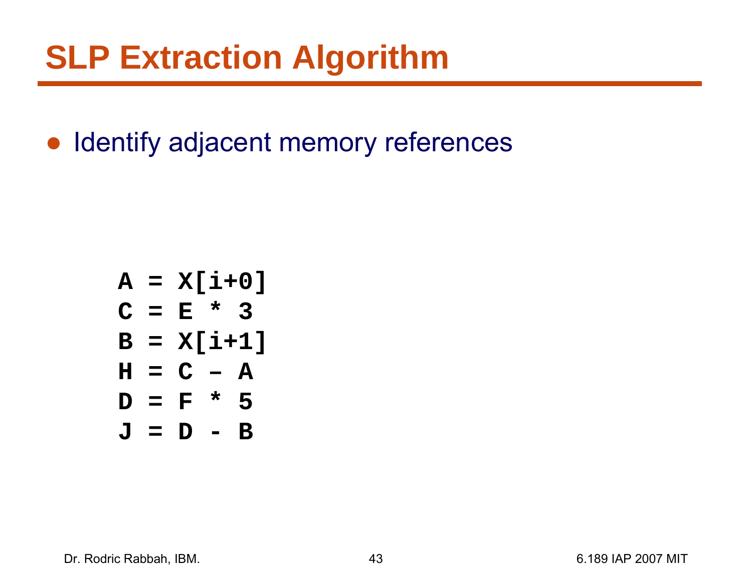# SLP Extraction Algorithm

- Identify adjacent memory references

```
A = X[i+0]
C = E * 3
B = X[i+1]
H = C – A
D = F * 5
J = D - B
```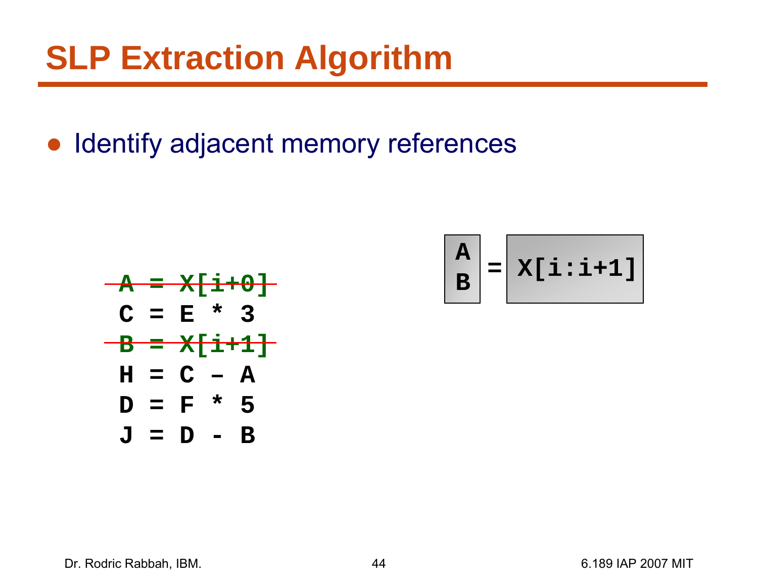# SLP Extraction Algorithm

- Identify adjacent memory references

```
A = X[i+0]
C = E * 3
B = X[i+1]
H = C – A
D = F * 5
J = D - B
```

(The lines `A = X[i+0]` and `B = X[i+1]` are struck through.)

```
A
B  =  X[i:i+1]
```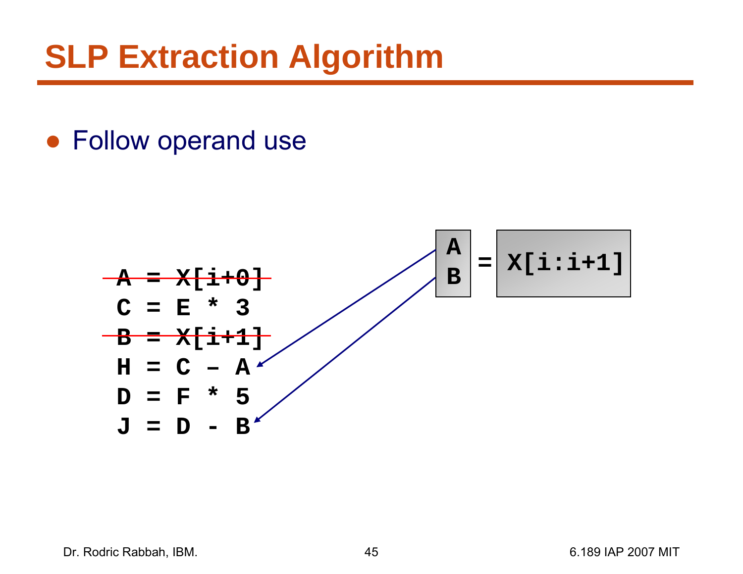# SLP Extraction Algorithm

- Follow operand use

```
A = X[i+0]
C = E * 3
B = X[i+1]
H = C – A
D = F * 5
J = D - B
```

```
A
B  =  X[i:i+1]
```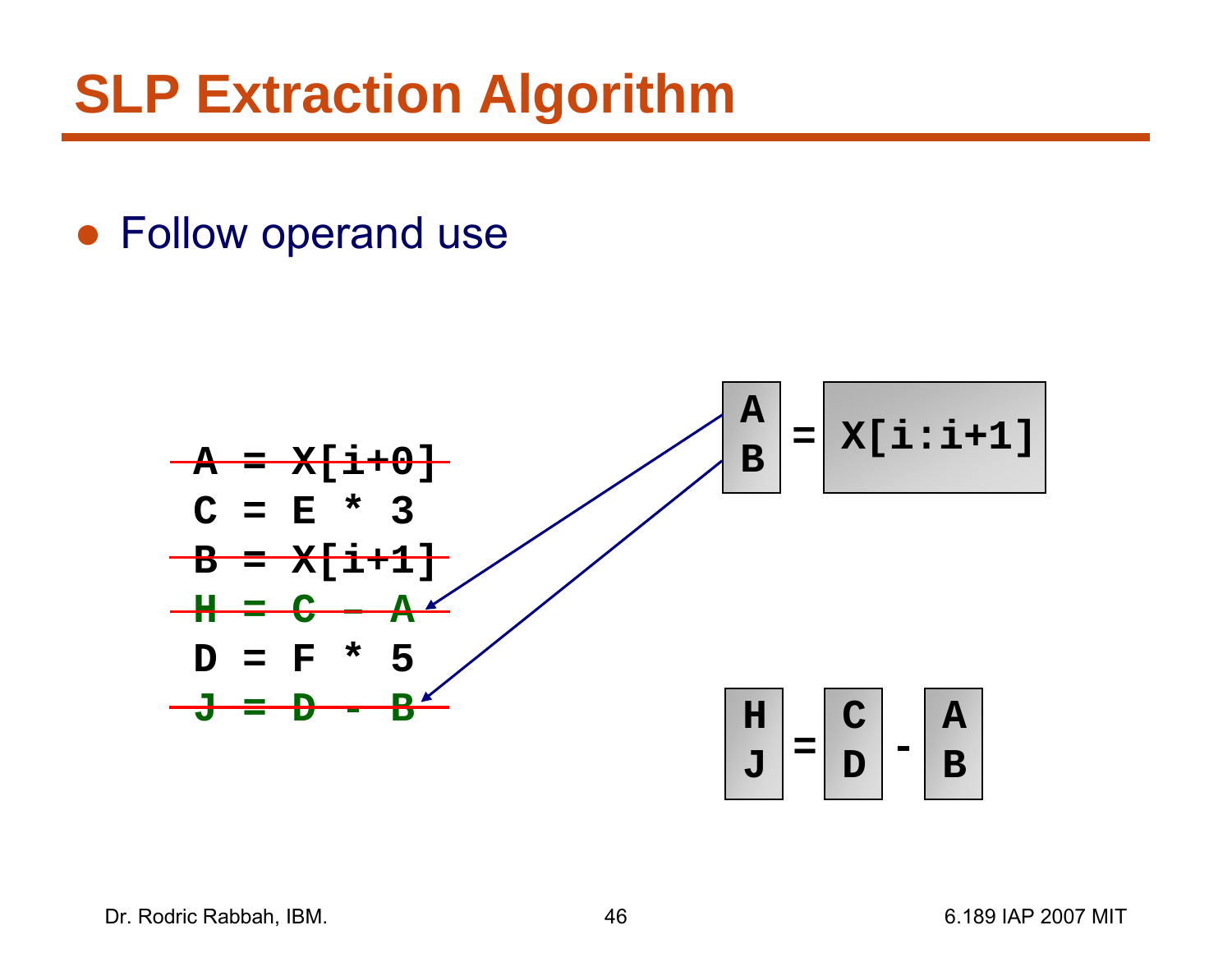# SLP Extraction Algorithm

- Follow operand use

```
A = X[i+0]
C = E * 3
B = X[i+1]
H = C – A
D = F * 5
J = D - B
```

```
A     
B  =  X[i:i+1]
```

```
H     C     A
J  =  D  -  B
```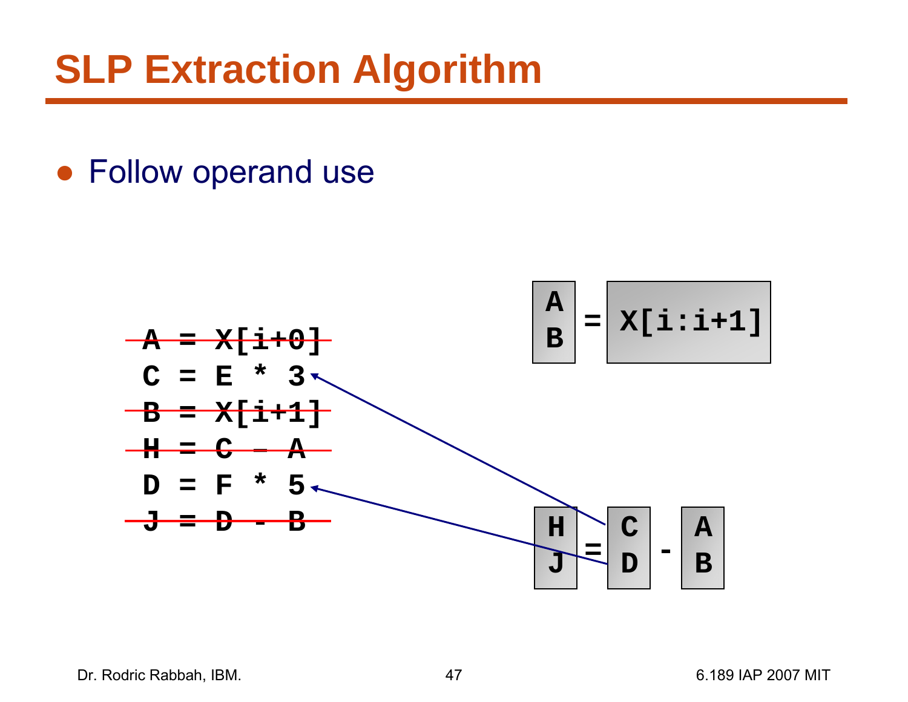# SLP Extraction Algorithm

- Follow operand use

```
A = X[i+0]
C = E * 3
B = X[i+1]
H = C – A
D = F * 5
J = D - B
```

```
A   =  X[i:i+1]
B

H   =  C  -  A
J      D     B
```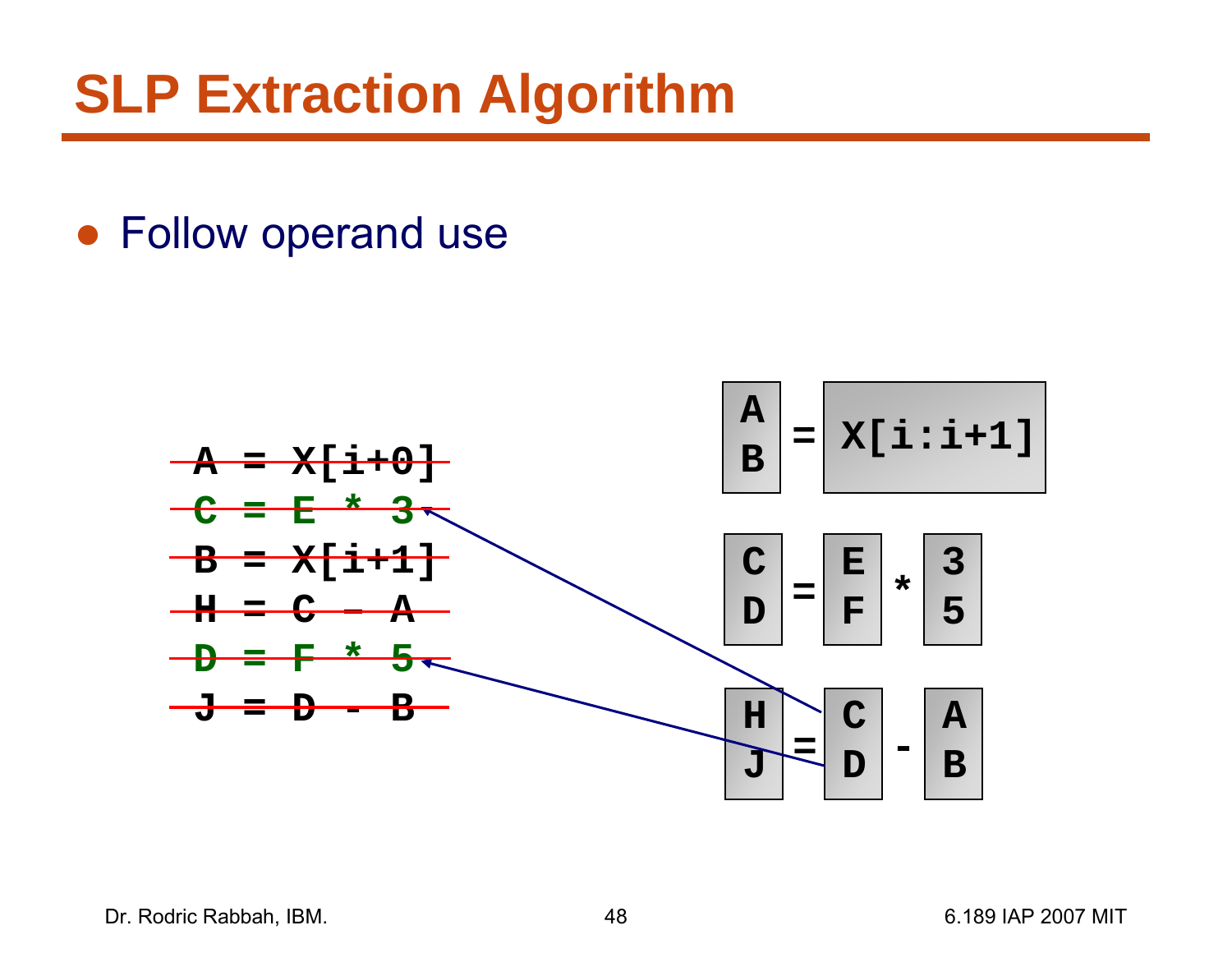# SLP Extraction Algorithm

- Follow operand use

```
A = X[i+0]
C = E * 3
B = X[i+1]
H = C – A
D = F * 5
J = D - B
```

```
[A, B] = X[i:i+1]
[C, D] = [E, F] * [3, 5]
[H, J] = [C, D] - [A, B]
```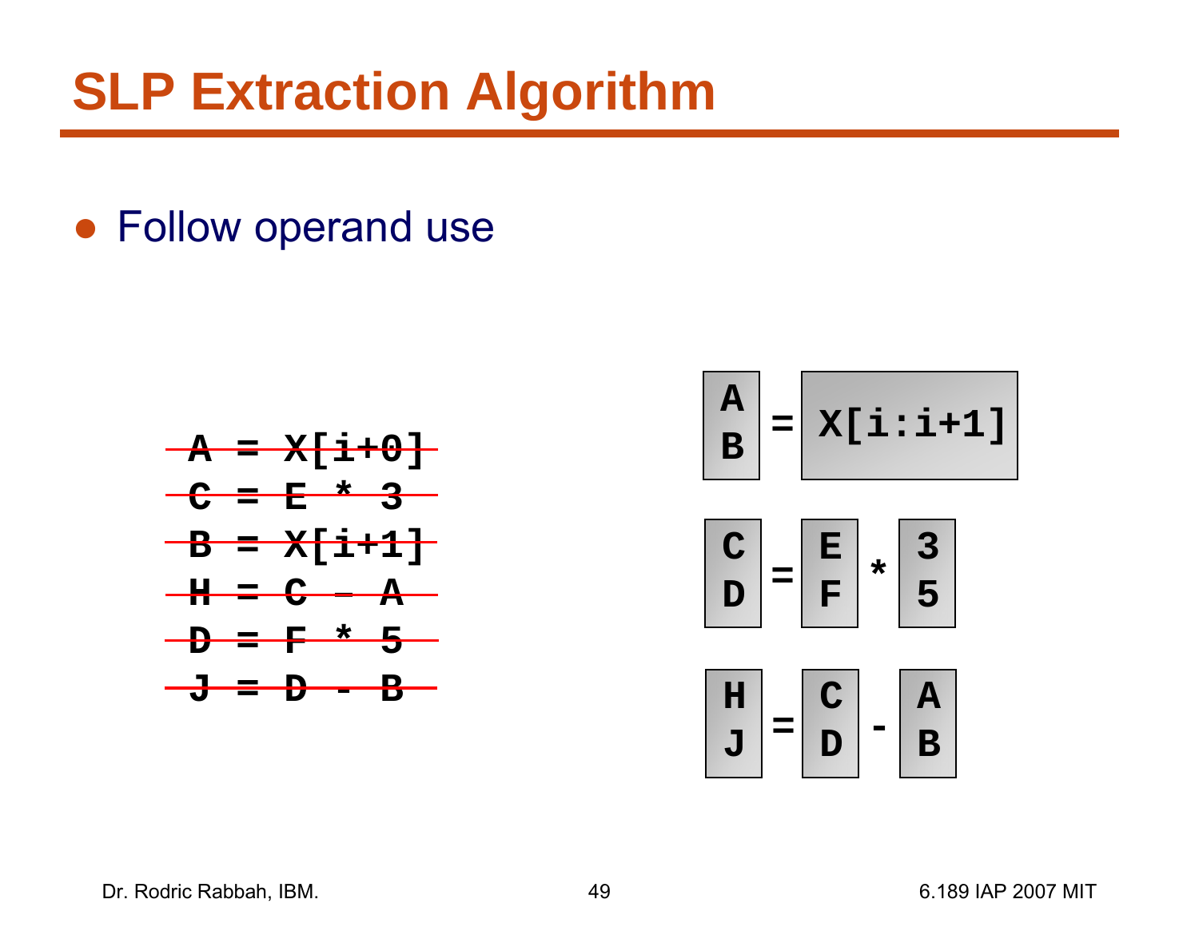# SLP Extraction Algorithm

- Follow operand use

```
A = X[i+0]
C = E * 3
B = X[i+1]
H = C – A
D = F * 5
J = D - B
```

```
A   =  X[i:i+1]
B

C   =  E  *  3
D      F     5

H   =  C  -  A
J      D     B
```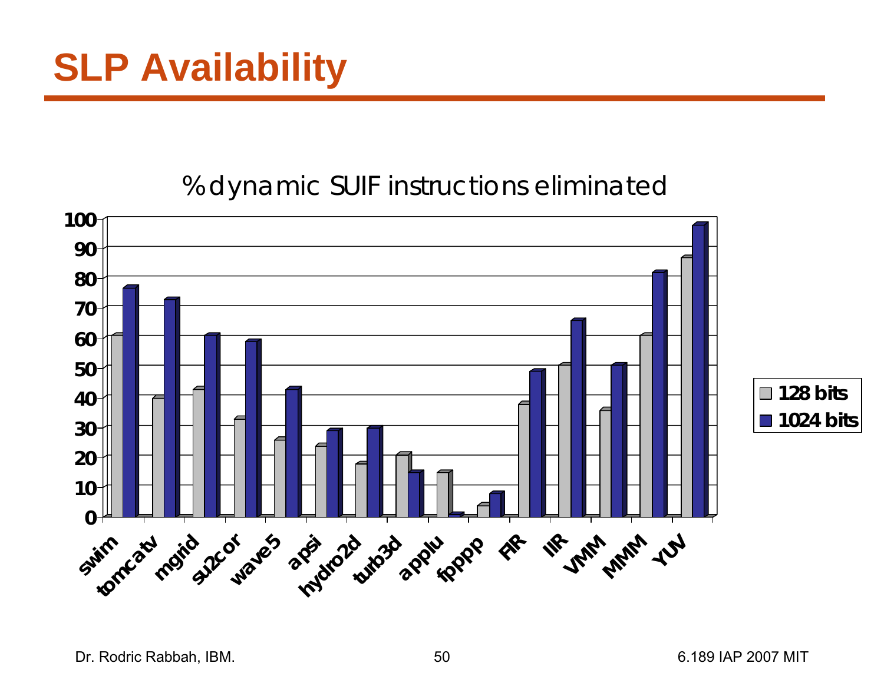# SLP Availability

% dynamic SUIF instructions eliminated

| Benchmark | 128 bits | 1024 bits |
|---|---|---|
| swim | 61 | 77 |
| tomcatv | 40 | 73 |
| mgrid | 43 | 61 |
| su2cor | 33 | 59 |
| wave5 | 26 | 43 |
| apsi | 24 | 29 |
| hydro2d | 18 | 30 |
| turb3d | 21 | 15 |
| applu | 15 | 1 |
| fpppp | 4 | 8 |
| FIR | 38 | 49 |
| IIR | 51 | 66 |
| VMM | 36 | 51 |
| MMM | 61 | 82 |
| YUV | 87 | 98 |

Dr. Rodric Rabbah, IBM.

6.189 IAP 2007 MIT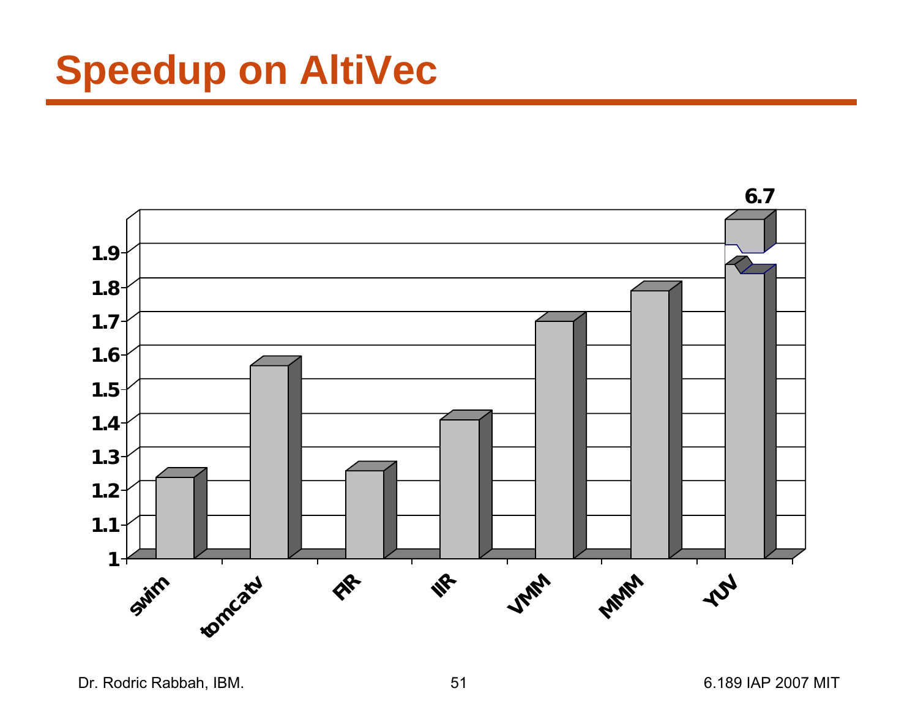# Speedup on AltiVec

1.9
1.8
1.7
1.6
1.5
1.4
1.3
1.2
1.1
1

6.7

swim tomcatv FIR IIR VMM MMM YUV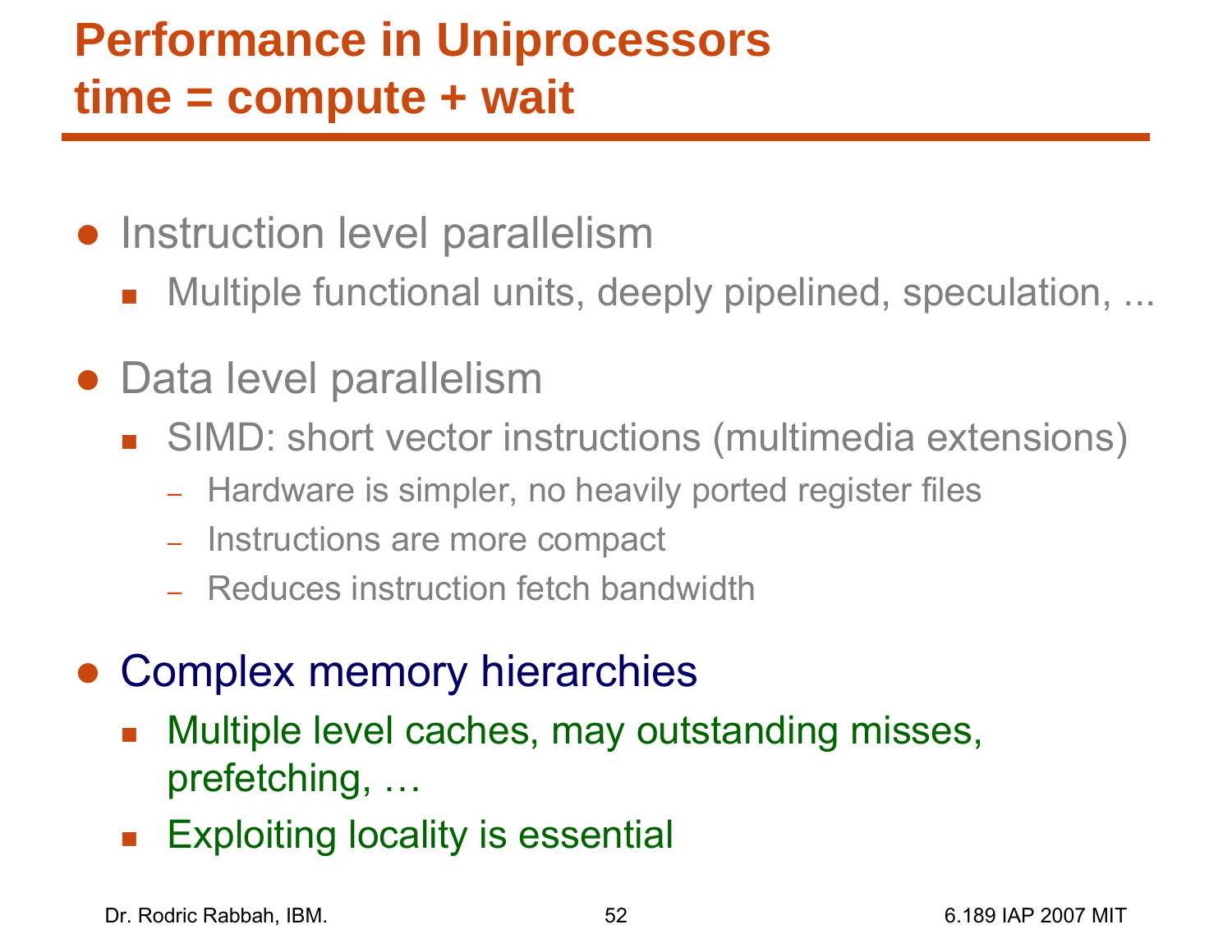# Performance in Uniprocessors
# time = compute + wait

- Instruction level parallelism
  - Multiple functional units, deeply pipelined, speculation, ...
- Data level parallelism
  - SIMD: short vector instructions (multimedia extensions)
    - Hardware is simpler, no heavily ported register files
    - Instructions are more compact
    - Reduces instruction fetch bandwidth
- Complex memory hierarchies
  - Multiple level caches, may outstanding misses, prefetching, …
  - Exploiting locality is essential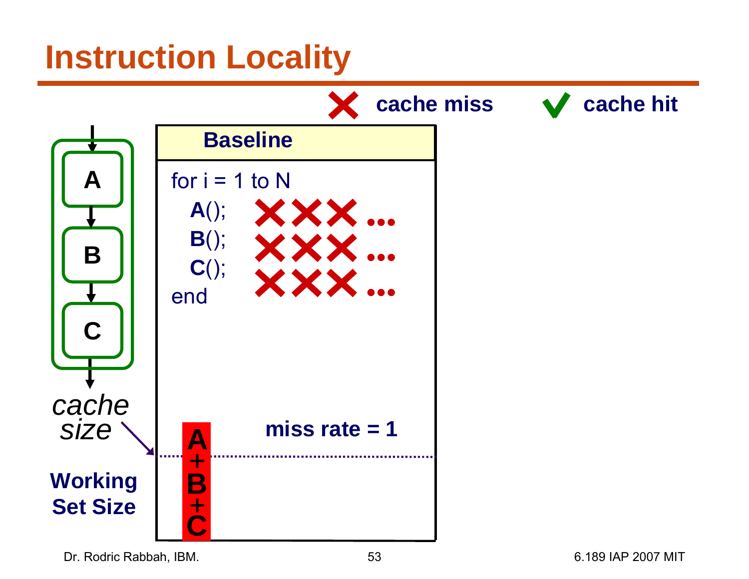# Instruction Locality

✗ cache miss ✓ cache hit

**Baseline**

```
for i = 1 to N
  A();   ✗ ✗ ✗ ...
  B();   ✗ ✗ ✗ ...
  C();   ✗ ✗ ✗ ...
end
```

A → B → C

*cache size*

**Working Set Size**

A+B+C

**miss rate = 1**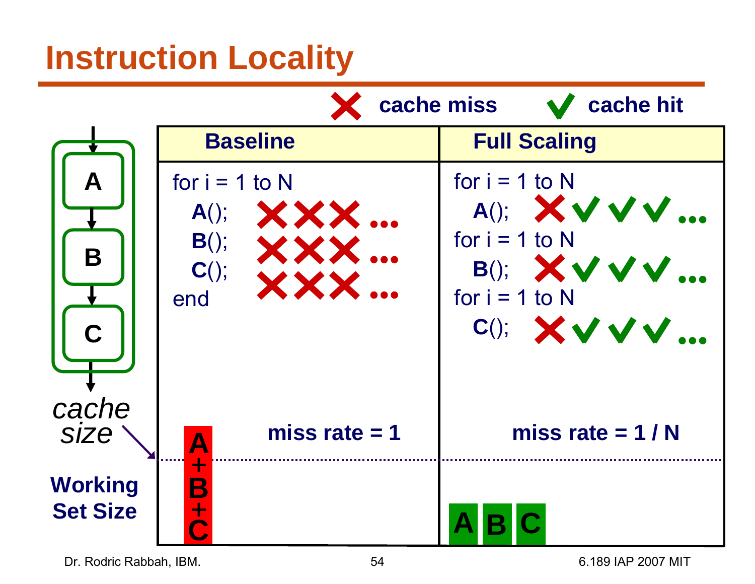# Instruction Locality

✗ cache miss ✓ cache hit

| Baseline | Full Scaling |
|---|---|
| for i = 1 to N<br>**A**(); ✗ ✗ ✗ …<br>**B**(); ✗ ✗ ✗ …<br>**C**(); ✗ ✗ ✗ …<br>end | for i = 1 to N<br>**A**(); ✗ ✓ ✓ ✓ …<br>for i = 1 to N<br>**B**(); ✗ ✓ ✓ ✓ …<br>for i = 1 to N<br>**C**(); ✗ ✓ ✓ ✓ … |
| **miss rate = 1** | **miss rate = 1 / N** |
| A+B+C | A B C |

*cache size*

**Working Set Size**

A → B → C

Dr. Rodric Rabbah, IBM.

6.189 IAP 2007 MIT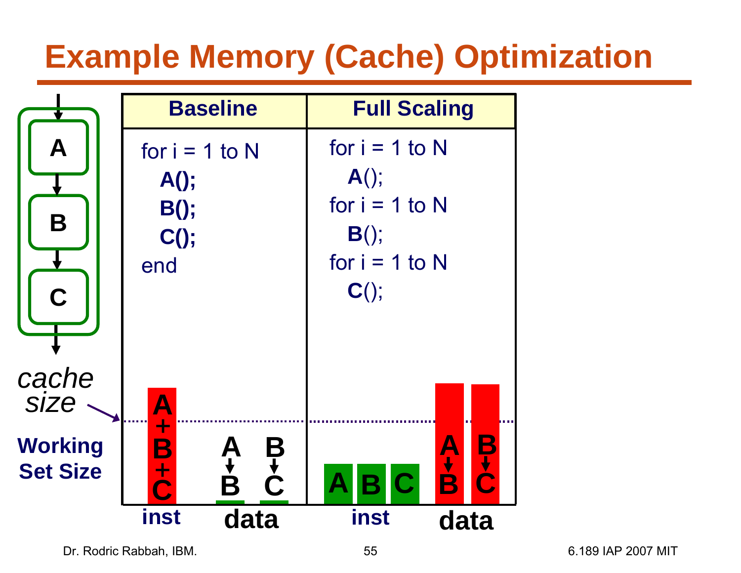# Example Memory (Cache) Optimization

| Baseline | Full Scaling |
|---|---|
| for i = 1 to N<br>**A();**<br>**B();**<br>**C();**<br>end | for i = 1 to N<br>**A**();<br>for i = 1 to N<br>**B**();<br>for i = 1 to N<br>**C**(); |

```
Baseline:
for i = 1 to N
  A();
  B();
  C();
end
```

```
Full Scaling:
for i = 1 to N
  A();
for i = 1 to N
  B();
for i = 1 to N
  C();
```

*cache size*

**Working Set Size**

Baseline: inst: A+B+C; data: A→B, B→C

Full Scaling: inst: A, B, C; data: A→B, B→C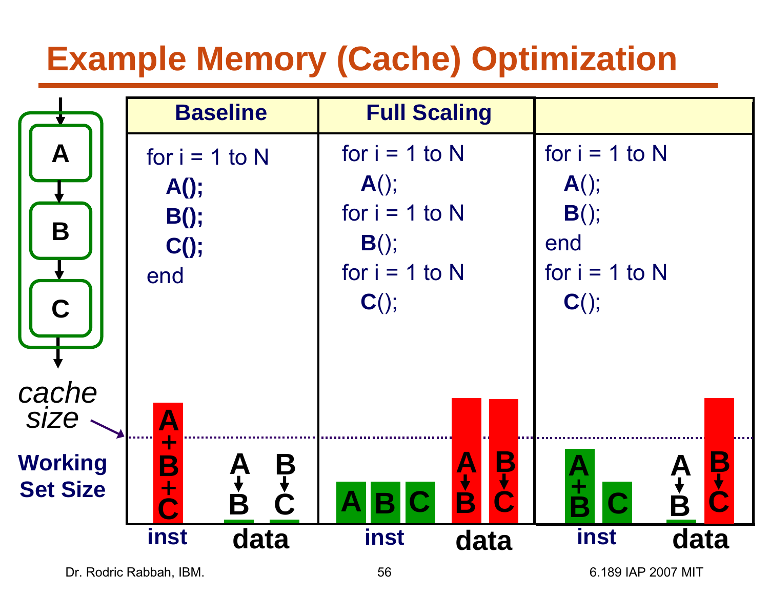# Example Memory (Cache) Optimization

| Baseline | Full Scaling | |
|---|---|---|
| for i = 1 to N<br>  **A();**<br>  **B();**<br>  **C();**<br>end | for i = 1 to N<br>  **A**();<br>for i = 1 to N<br>  **B**();<br>for i = 1 to N<br>  **C**(); | for i = 1 to N<br>  **A**();<br>  **B**();<br>end<br>for i = 1 to N<br>  **C**(); |

*cache size*

**Working Set Size**

| | Baseline | Full Scaling | |
|---|---|---|---|
| inst | A+B+C | A, B, C | A+B, C |
| data | A→B, B→C | A→B, B→C | A→B, B→C |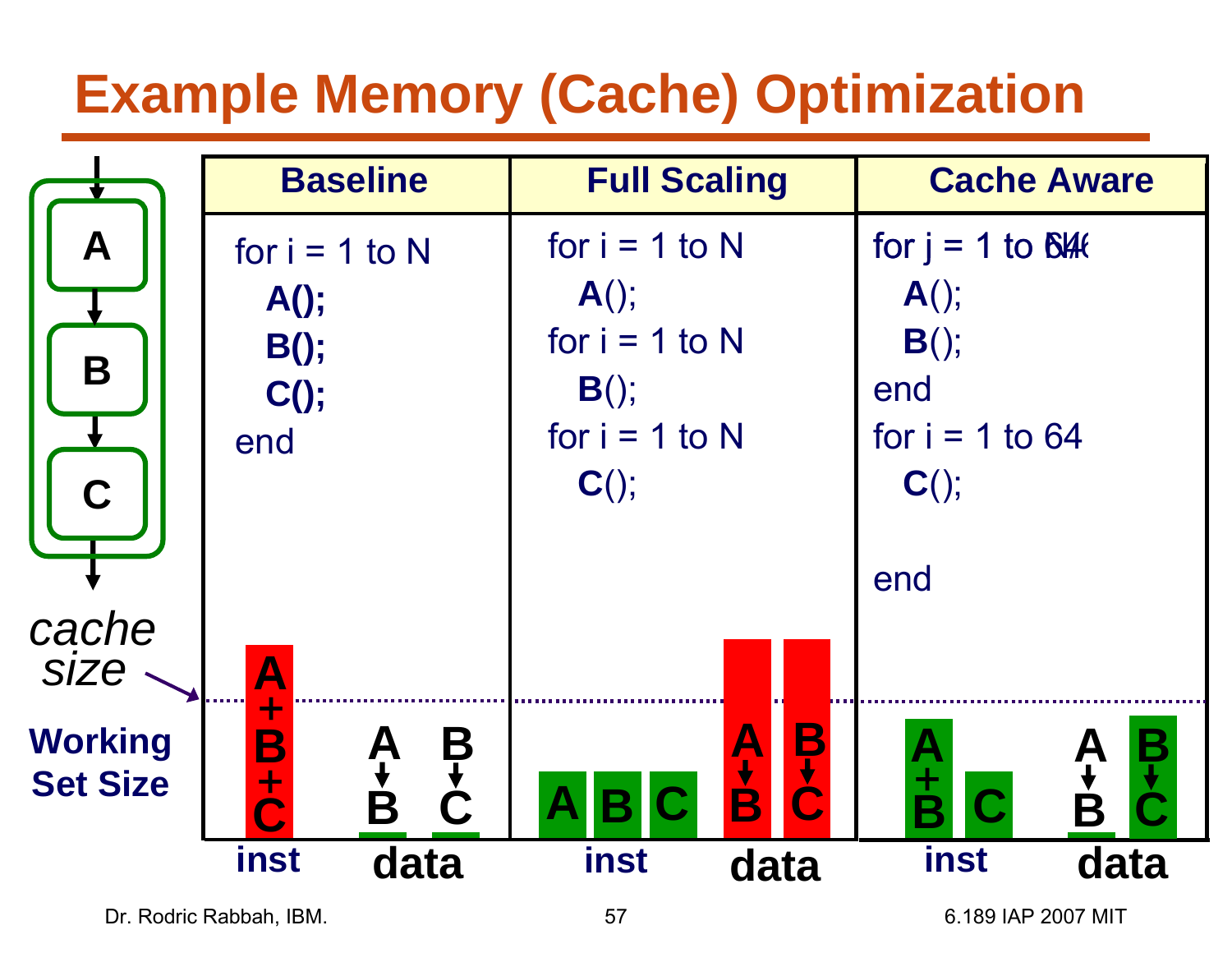# Example Memory (Cache) Optimization

| Baseline | Full Scaling | Cache Aware |
|---|---|---|
| for i = 1 to N<br>  **A();**<br>  **B();**<br>  **C();**<br>end | for i = 1 to N<br>  **A**();<br>for i = 1 to N<br>  **B**();<br>for i = 1 to N<br>  **C**(); | for j = 1 to N/64<br>  **A**();<br>  **B**();<br>end<br>for i = 1 to 64<br>  **C**();<br><br>end |

*cache size*

**Working Set Size**

| | Baseline | Full Scaling | Cache Aware |
|---|---|---|---|
| inst | A+B+C | A, B, C | A+B, C |
| data | A→B, B→C | A→B, B→C | A→B, B→C |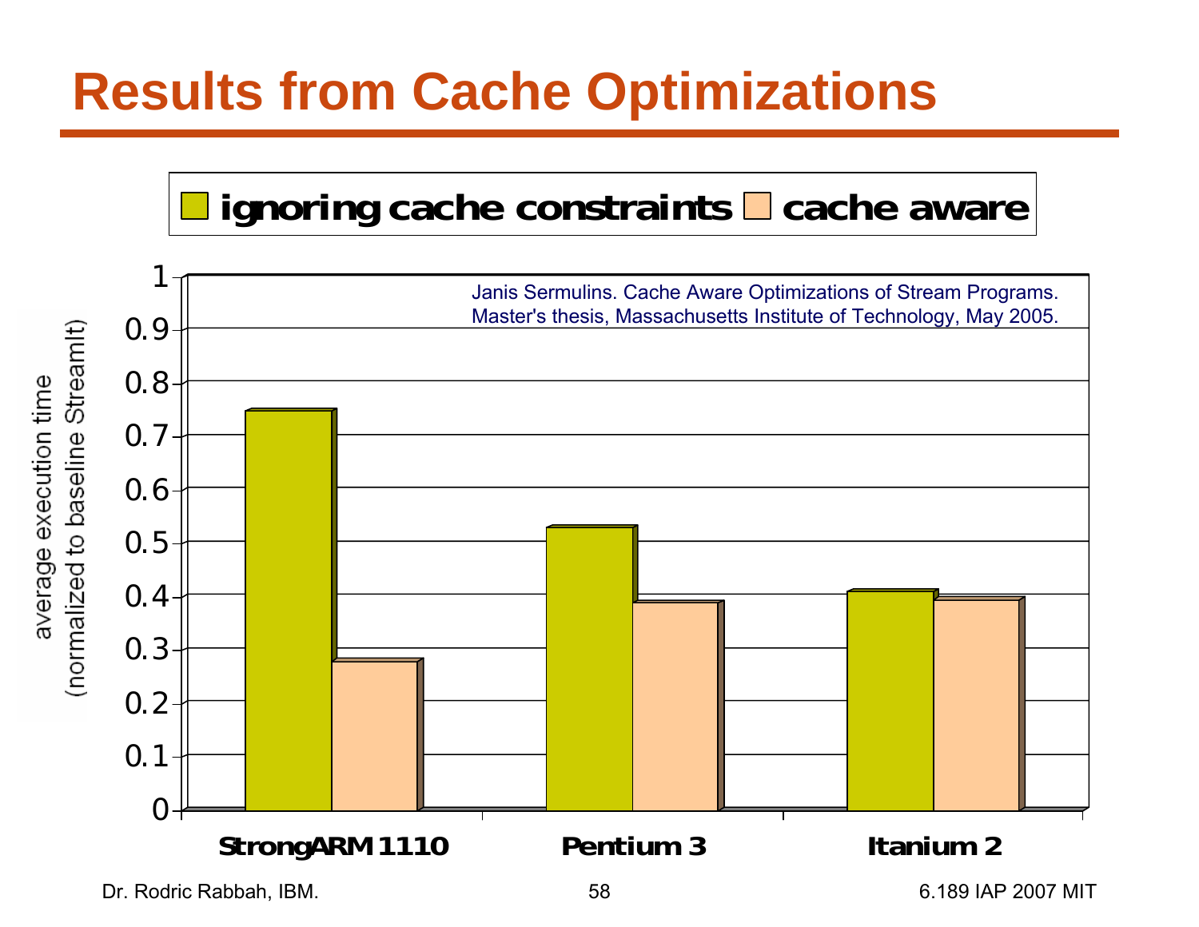# Results from Cache Optimizations

Janis Sermulins. Cache Aware Optimizations of Stream Programs. Master's thesis, Massachusetts Institute of Technology, May 2005.

Legend: ignoring cache constraints | cache aware

Y-axis: average execution time (normalized to baseline StreamIt)

| | ignoring cache constraints | cache aware |
|---|---|---|
| StrongARM 1110 | 0.75 | 0.28 |
| Pentium 3 | 0.53 | 0.39 |
| Itanium 2 | 0.41 | 0.395 |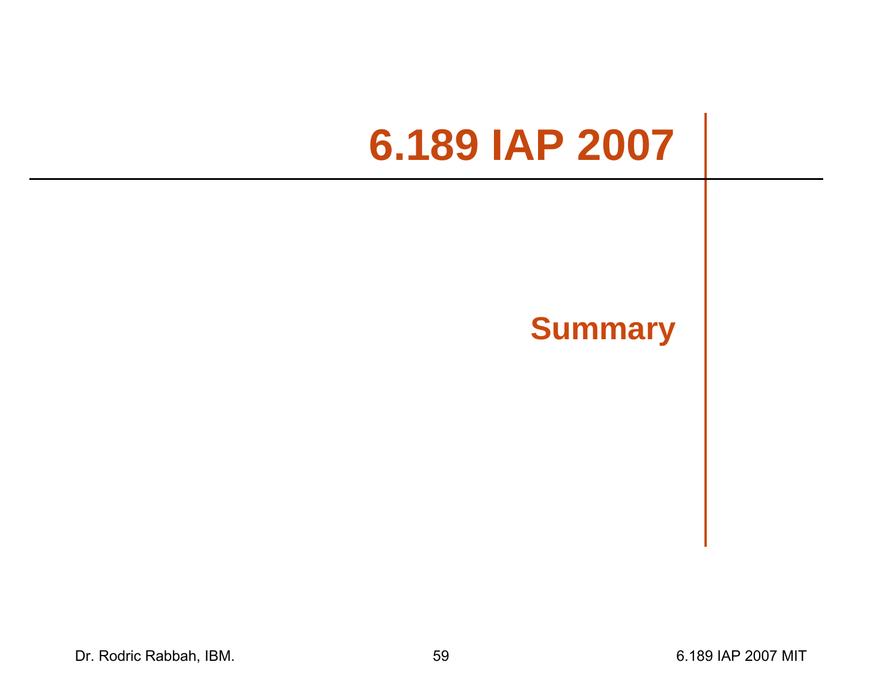# 6.189 IAP 2007

## Summary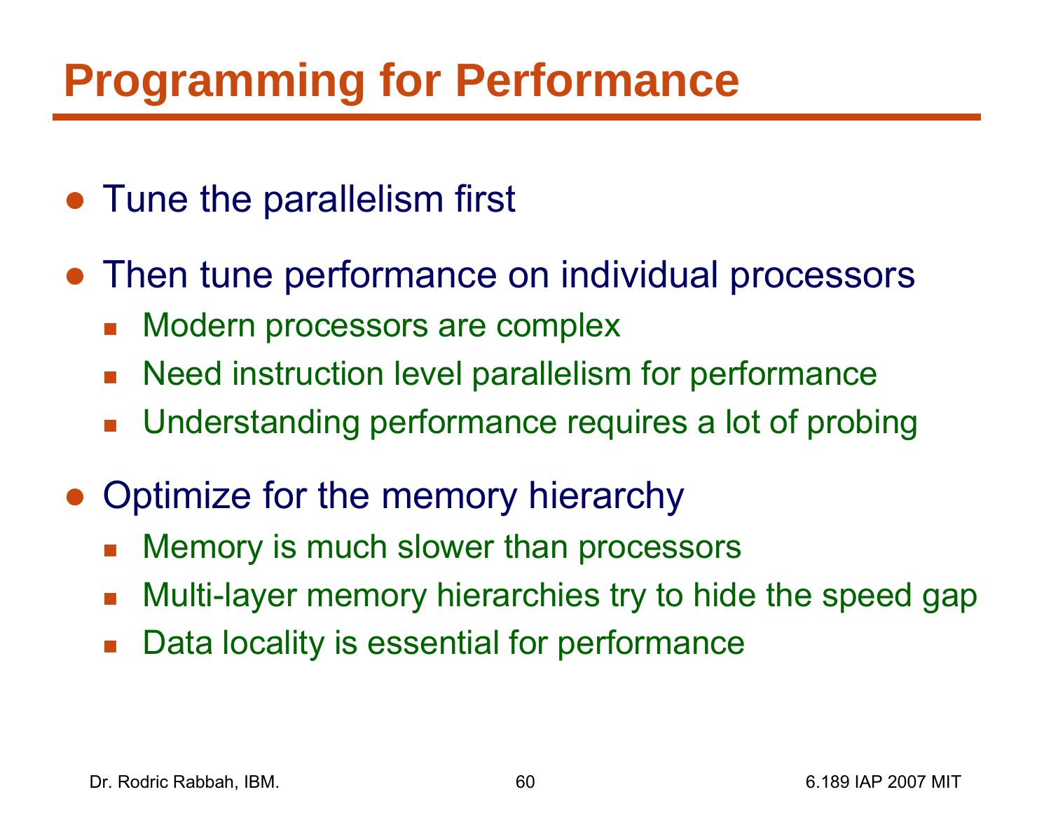# Programming for Performance

- Tune the parallelism first
- Then tune performance on individual processors
  - Modern processors are complex
  - Need instruction level parallelism for performance
  - Understanding performance requires a lot of probing
- Optimize for the memory hierarchy
  - Memory is much slower than processors
  - Multi-layer memory hierarchies try to hide the speed gap
  - Data locality is essential for performance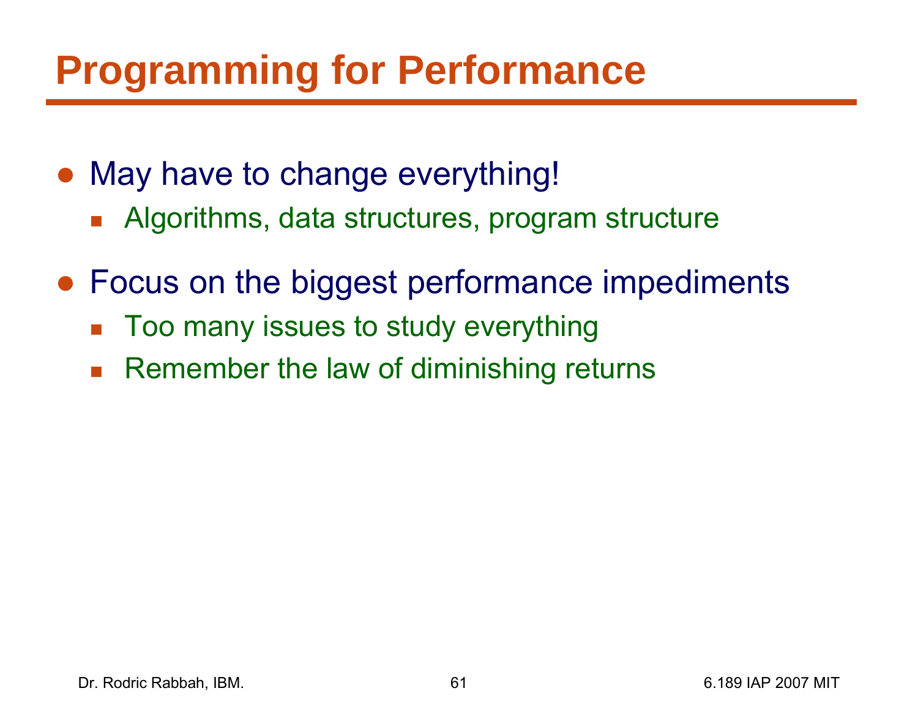# Programming for Performance

- May have to change everything!
  - Algorithms, data structures, program structure
- Focus on the biggest performance impediments
  - Too many issues to study everything
  - Remember the law of diminishing returns